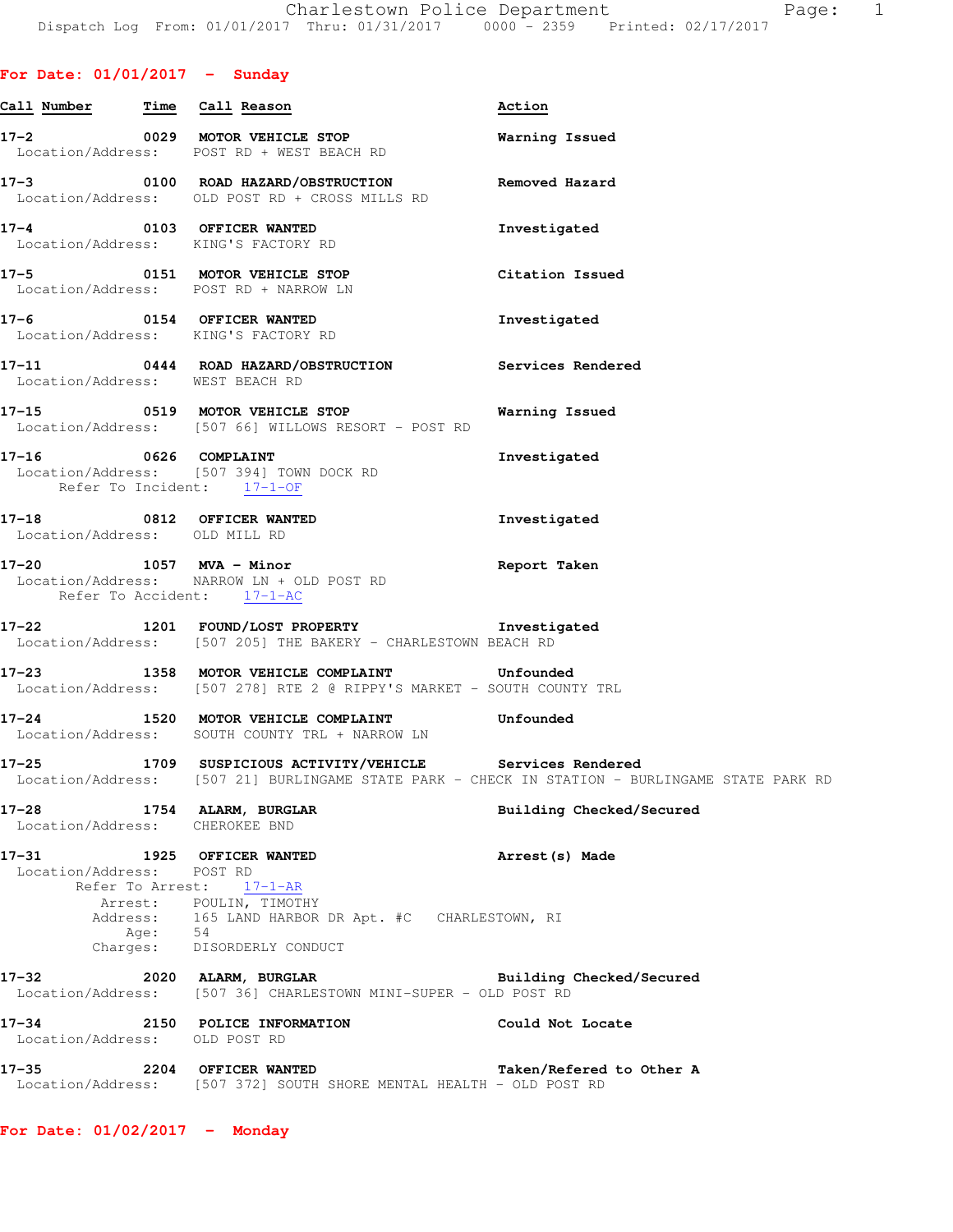For Date: 01/01/2017 - Sunday

| Call Number | Time | Call Reason | Action |
|---|---|---|---|
| 17-2 | 0029 | MOTOR VEHICLE STOP | Warning Issued |

Location/Address: POST RD + WEST BEACH RD

17-3 0100 ROAD HAZARD/OBSTRUCTION — Removed Hazard
Location/Address: OLD POST RD + CROSS MILLS RD

17-4 0103 OFFICER WANTED — Investigated
Location/Address: KING'S FACTORY RD

17-5 0151 MOTOR VEHICLE STOP — Citation Issued
Location/Address: POST RD + NARROW LN

17-6 0154 OFFICER WANTED — Investigated
Location/Address: KING'S FACTORY RD

17-11 0444 ROAD HAZARD/OBSTRUCTION — Services Rendered
Location/Address: WEST BEACH RD

17-15 0519 MOTOR VEHICLE STOP — Warning Issued
Location/Address: [507 66] WILLOWS RESORT - POST RD

17-16 0626 COMPLAINT — Investigated
Location/Address: [507 394] TOWN DOCK RD
Refer To Incident: 17-1-OF

17-18 0812 OFFICER WANTED — Investigated
Location/Address: OLD MILL RD

17-20 1057 MVA - Minor — Report Taken
Location/Address: NARROW LN + OLD POST RD
Refer To Accident: 17-1-AC

17-22 1201 FOUND/LOST PROPERTY — Investigated
Location/Address: [507 205] THE BAKERY - CHARLESTOWN BEACH RD

17-23 1358 MOTOR VEHICLE COMPLAINT — Unfounded
Location/Address: [507 278] RTE 2 @ RIPPY'S MARKET - SOUTH COUNTY TRL

17-24 1520 MOTOR VEHICLE COMPLAINT — Unfounded
Location/Address: SOUTH COUNTY TRL + NARROW LN

17-25 1709 SUSPICIOUS ACTIVITY/VEHICLE — Services Rendered
Location/Address: [507 21] BURLINGAME STATE PARK - CHECK IN STATION - BURLINGAME STATE PARK RD

17-28 1754 ALARM, BURGLAR — Building Checked/Secured
Location/Address: CHEROKEE BND

17-31 1925 OFFICER WANTED — Arrest(s) Made
Location/Address: POST RD
Refer To Arrest: 17-1-AR
Arrest: POULIN, TIMOTHY
Address: 165 LAND HARBOR DR Apt. #C CHARLESTOWN, RI
Age: 54
Charges: DISORDERLY CONDUCT

17-32 2020 ALARM, BURGLAR — Building Checked/Secured
Location/Address: [507 36] CHARLESTOWN MINI-SUPER - OLD POST RD

17-34 2150 POLICE INFORMATION — Could Not Locate
Location/Address: OLD POST RD

17-35 2204 OFFICER WANTED — Taken/Refered to Other A
Location/Address: [507 372] SOUTH SHORE MENTAL HEALTH - OLD POST RD

For Date: 01/02/2017 - Monday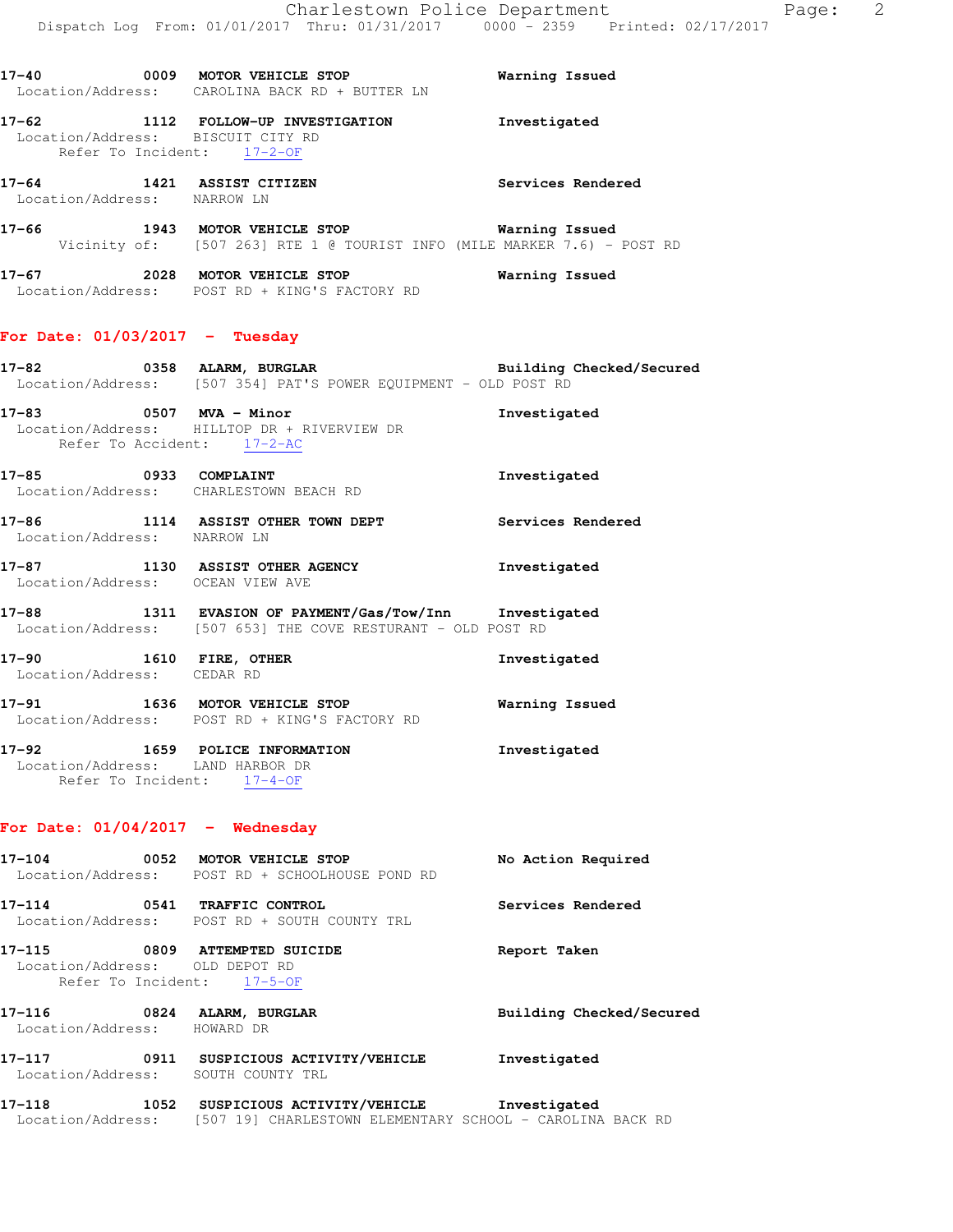**17-40 0009 MOTOR VEHICLE STOP** Warning Issued
Location/Address: CAROLINA BACK RD + BUTTER LN

**17-62 1112 FOLLOW-UP INVESTIGATION** Investigated
Location/Address: BISCUIT CITY RD
Refer To Incident: 17-2-OF

**17-64 1421 ASSIST CITIZEN** Services Rendered
Location/Address: NARROW LN

**17-66 1943 MOTOR VEHICLE STOP** Warning Issued
Vicinity of: [507 263] RTE 1 @ TOURIST INFO (MILE MARKER 7.6) - POST RD

**17-67 2028 MOTOR VEHICLE STOP** Warning Issued
Location/Address: POST RD + KING'S FACTORY RD

## For Date: 01/03/2017 - Tuesday

**17-82 0358 ALARM, BURGLAR** Building Checked/Secured
Location/Address: [507 354] PAT'S POWER EQUIPMENT - OLD POST RD

**17-83 0507 MVA - Minor** Investigated
Location/Address: HILLTOP DR + RIVERVIEW DR
Refer To Accident: 17-2-AC

**17-85 0933 COMPLAINT** Investigated
Location/Address: CHARLESTOWN BEACH RD

**17-86 1114 ASSIST OTHER TOWN DEPT** Services Rendered
Location/Address: NARROW LN

**17-87 1130 ASSIST OTHER AGENCY** Investigated
Location/Address: OCEAN VIEW AVE

**17-88 1311 EVASION OF PAYMENT/Gas/Tow/Inn** Investigated
Location/Address: [507 653] THE COVE RESTURANT - OLD POST RD

**17-90 1610 FIRE, OTHER** Investigated
Location/Address: CEDAR RD

**17-91 1636 MOTOR VEHICLE STOP** Warning Issued
Location/Address: POST RD + KING'S FACTORY RD

**17-92 1659 POLICE INFORMATION** Investigated
Location/Address: LAND HARBOR DR
Refer To Incident: 17-4-OF

## For Date: 01/04/2017 - Wednesday

**17-104 0052 MOTOR VEHICLE STOP** No Action Required
Location/Address: POST RD + SCHOOLHOUSE POND RD

**17-114 0541 TRAFFIC CONTROL** Services Rendered
Location/Address: POST RD + SOUTH COUNTY TRL

**17-115 0809 ATTEMPTED SUICIDE** Report Taken
Location/Address: OLD DEPOT RD
Refer To Incident: 17-5-OF

**17-116 0824 ALARM, BURGLAR** Building Checked/Secured
Location/Address: HOWARD DR

**17-117 0911 SUSPICIOUS ACTIVITY/VEHICLE** Investigated
Location/Address: SOUTH COUNTY TRL

**17-118 1052 SUSPICIOUS ACTIVITY/VEHICLE** Investigated
Location/Address: [507 19] CHARLESTOWN ELEMENTARY SCHOOL - CAROLINA BACK RD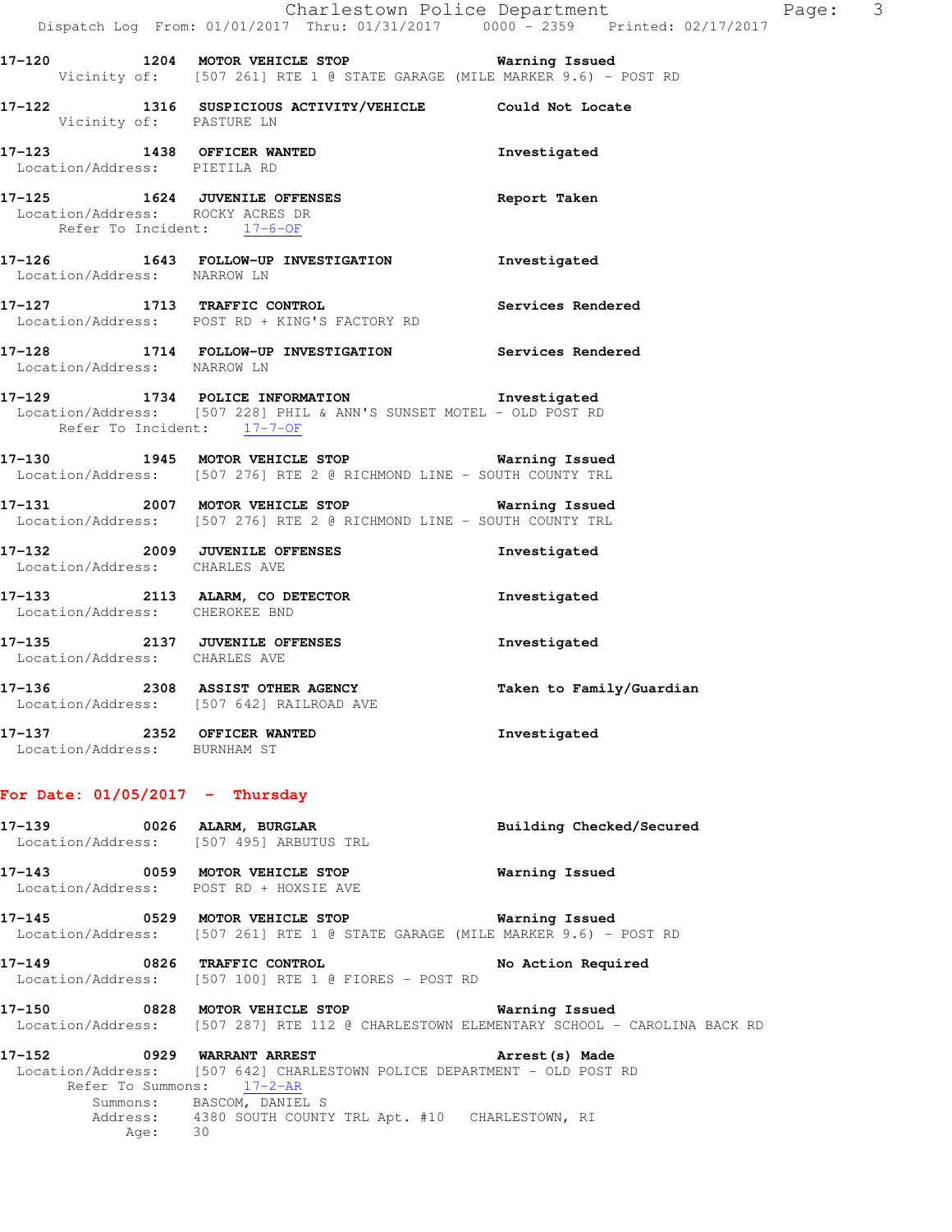**17-120 1204 MOTOR VEHICLE STOP** Warning Issued
Vicinity of: [507 261] RTE 1 @ STATE GARAGE (MILE MARKER 9.6) - POST RD

**17-122 1316 SUSPICIOUS ACTIVITY/VEHICLE** Could Not Locate
Vicinity of: PASTURE LN

**17-123 1438 OFFICER WANTED** Investigated
Location/Address: PIETILA RD

**17-125 1624 JUVENILE OFFENSES** Report Taken
Location/Address: ROCKY ACRES DR
Refer To Incident: 17-6-OF

**17-126 1643 FOLLOW-UP INVESTIGATION** Investigated
Location/Address: NARROW LN

**17-127 1713 TRAFFIC CONTROL** Services Rendered
Location/Address: POST RD + KING'S FACTORY RD

**17-128 1714 FOLLOW-UP INVESTIGATION** Services Rendered
Location/Address: NARROW LN

**17-129 1734 POLICE INFORMATION** Investigated
Location/Address: [507 228] PHIL & ANN'S SUNSET MOTEL - OLD POST RD
Refer To Incident: 17-7-OF

**17-130 1945 MOTOR VEHICLE STOP** Warning Issued
Location/Address: [507 276] RTE 2 @ RICHMOND LINE - SOUTH COUNTY TRL

**17-131 2007 MOTOR VEHICLE STOP** Warning Issued
Location/Address: [507 276] RTE 2 @ RICHMOND LINE - SOUTH COUNTY TRL

**17-132 2009 JUVENILE OFFENSES** Investigated
Location/Address: CHARLES AVE

**17-133 2113 ALARM, CO DETECTOR** Investigated
Location/Address: CHEROKEE BND

**17-135 2137 JUVENILE OFFENSES** Investigated
Location/Address: CHARLES AVE

**17-136 2308 ASSIST OTHER AGENCY** Taken to Family/Guardian
Location/Address: [507 642] RAILROAD AVE

**17-137 2352 OFFICER WANTED** Investigated
Location/Address: BURNHAM ST

## For Date: 01/05/2017 - Thursday

**17-139 0026 ALARM, BURGLAR** Building Checked/Secured
Location/Address: [507 495] ARBUTUS TRL

**17-143 0059 MOTOR VEHICLE STOP** Warning Issued
Location/Address: POST RD + HOXSIE AVE

**17-145 0529 MOTOR VEHICLE STOP** Warning Issued
Location/Address: [507 261] RTE 1 @ STATE GARAGE (MILE MARKER 9.6) - POST RD

**17-149 0826 TRAFFIC CONTROL** No Action Required
Location/Address: [507 100] RTE 1 @ FIORES - POST RD

**17-150 0828 MOTOR VEHICLE STOP** Warning Issued
Location/Address: [507 287] RTE 112 @ CHARLESTOWN ELEMENTARY SCHOOL - CAROLINA BACK RD

**17-152 0929 WARRANT ARREST** Arrest(s) Made
Location/Address: [507 642] CHARLESTOWN POLICE DEPARTMENT - OLD POST RD
Refer To Summons: 17-2-AR
Summons: BASCOM, DANIEL S
Address: 4380 SOUTH COUNTY TRL Apt. #10 CHARLESTOWN, RI
Age: 30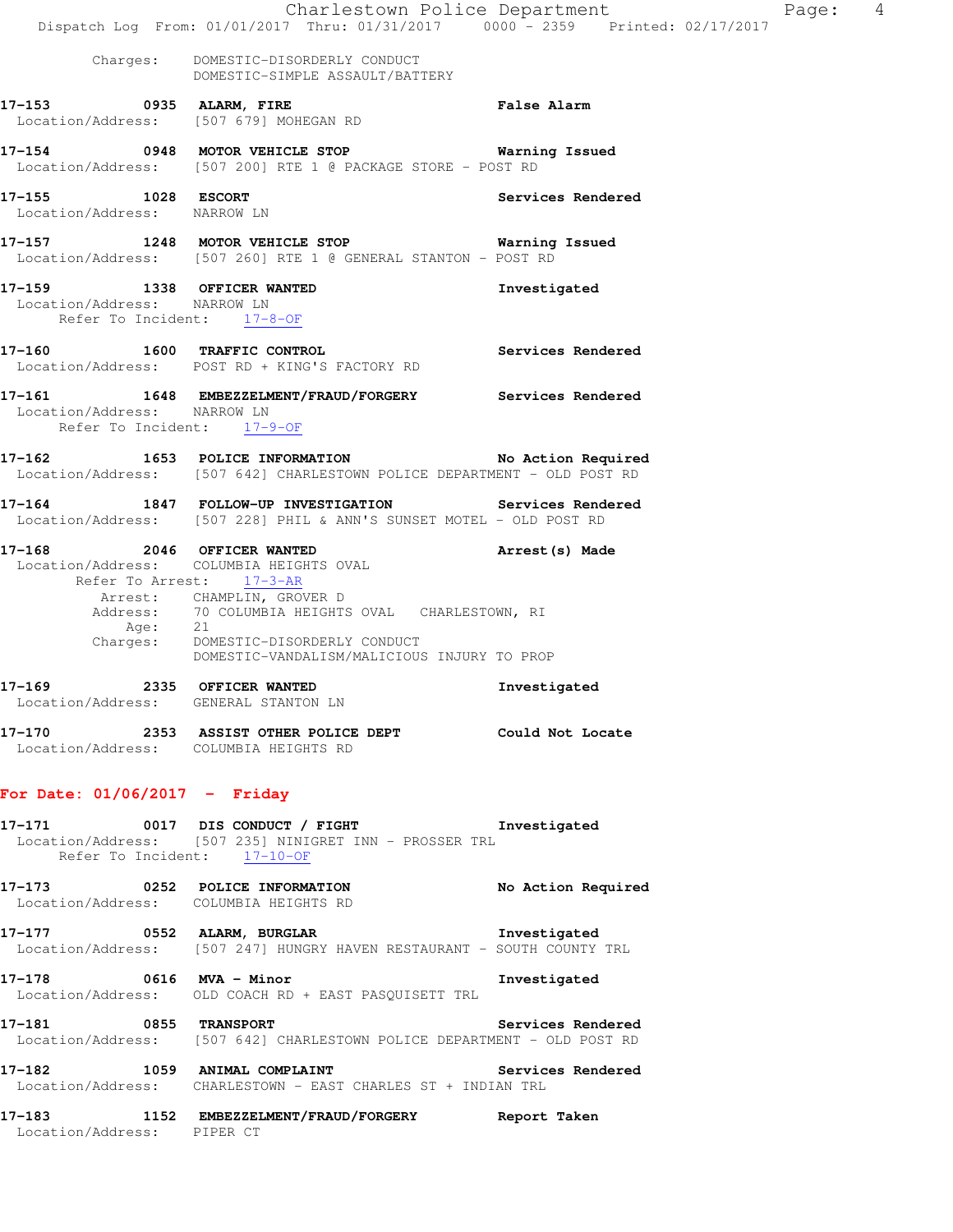Charges: DOMESTIC-DISORDERLY CONDUCT
DOMESTIC-SIMPLE ASSAULT/BATTERY

**17-153 0935 ALARM, FIRE** **False Alarm**
Location/Address: [507 679] MOHEGAN RD

**17-154 0948 MOTOR VEHICLE STOP** **Warning Issued**
Location/Address: [507 200] RTE 1 @ PACKAGE STORE - POST RD

**17-155 1028 ESCORT** **Services Rendered**
Location/Address: NARROW LN

**17-157 1248 MOTOR VEHICLE STOP** **Warning Issued**
Location/Address: [507 260] RTE 1 @ GENERAL STANTON - POST RD

**17-159 1338 OFFICER WANTED** **Investigated**
Location/Address: NARROW LN
Refer To Incident: 17-8-OF

**17-160 1600 TRAFFIC CONTROL** **Services Rendered**
Location/Address: POST RD + KING'S FACTORY RD

**17-161 1648 EMBEZZELMENT/FRAUD/FORGERY** **Services Rendered**
Location/Address: NARROW LN
Refer To Incident: 17-9-OF

**17-162 1653 POLICE INFORMATION** **No Action Required**
Location/Address: [507 642] CHARLESTOWN POLICE DEPARTMENT - OLD POST RD

**17-164 1847 FOLLOW-UP INVESTIGATION** **Services Rendered**
Location/Address: [507 228] PHIL & ANN'S SUNSET MOTEL - OLD POST RD

**17-168 2046 OFFICER WANTED** **Arrest(s) Made**
Location/Address: COLUMBIA HEIGHTS OVAL
Refer To Arrest: 17-3-AR
Arrest: CHAMPLIN, GROVER D
Address: 70 COLUMBIA HEIGHTS OVAL CHARLESTOWN, RI
Age: 21
Charges: DOMESTIC-DISORDERLY CONDUCT
DOMESTIC-VANDALISM/MALICIOUS INJURY TO PROP

**17-169 2335 OFFICER WANTED** **Investigated**
Location/Address: GENERAL STANTON LN

**17-170 2353 ASSIST OTHER POLICE DEPT** **Could Not Locate**
Location/Address: COLUMBIA HEIGHTS RD

## For Date: 01/06/2017 - Friday

**17-171 0017 DIS CONDUCT / FIGHT** **Investigated**
Location/Address: [507 235] NINIGRET INN - PROSSER TRL
Refer To Incident: 17-10-OF

**17-173 0252 POLICE INFORMATION** **No Action Required**
Location/Address: COLUMBIA HEIGHTS RD

**17-177 0552 ALARM, BURGLAR** **Investigated**
Location/Address: [507 247] HUNGRY HAVEN RESTAURANT - SOUTH COUNTY TRL

**17-178 0616 MVA - Minor** **Investigated**
Location/Address: OLD COACH RD + EAST PASQUISETT TRL

**17-181 0855 TRANSPORT** **Services Rendered**
Location/Address: [507 642] CHARLESTOWN POLICE DEPARTMENT - OLD POST RD

**17-182 1059 ANIMAL COMPLAINT** **Services Rendered**
Location/Address: CHARLESTOWN - EAST CHARLES ST + INDIAN TRL

**17-183 1152 EMBEZZELMENT/FRAUD/FORGERY** **Report Taken**
Location/Address: PIPER CT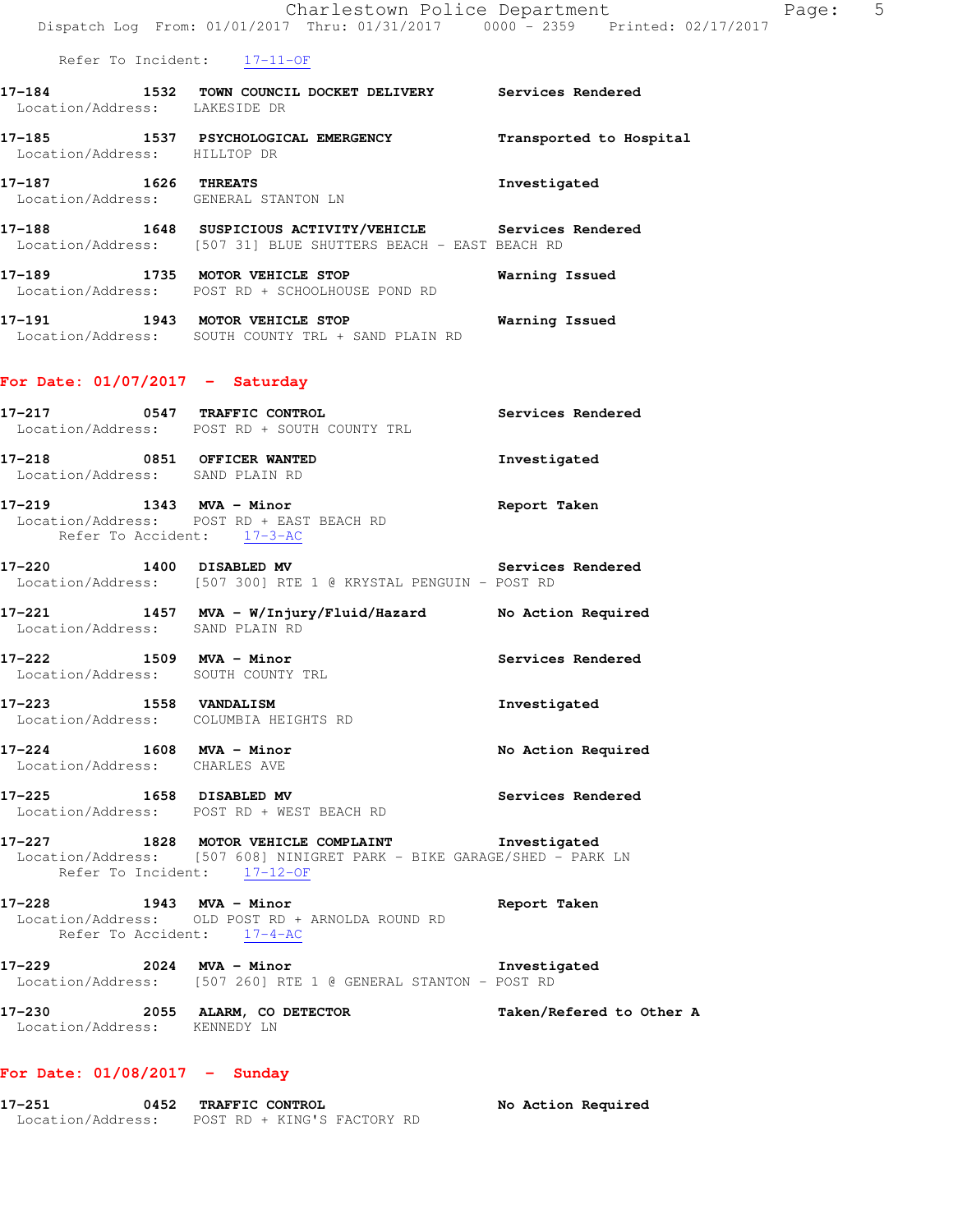Refer To Incident: 17-11-OF

**17-184** 1532 **TOWN COUNCIL DOCKET DELIVERY** Services Rendered
Location/Address: LAKESIDE DR

**17-185** 1537 **PSYCHOLOGICAL EMERGENCY** Transported to Hospital
Location/Address: HILLTOP DR

**17-187** 1626 **THREATS** Investigated
Location/Address: GENERAL STANTON LN

**17-188** 1648 **SUSPICIOUS ACTIVITY/VEHICLE** Services Rendered
Location/Address: [507 31] BLUE SHUTTERS BEACH - EAST BEACH RD

**17-189** 1735 **MOTOR VEHICLE STOP** Warning Issued
Location/Address: POST RD + SCHOOLHOUSE POND RD

**17-191** 1943 **MOTOR VEHICLE STOP** Warning Issued
Location/Address: SOUTH COUNTY TRL + SAND PLAIN RD

## For Date: 01/07/2017 - Saturday

**17-217** 0547 **TRAFFIC CONTROL** Services Rendered
Location/Address: POST RD + SOUTH COUNTY TRL

**17-218** 0851 **OFFICER WANTED** Investigated
Location/Address: SAND PLAIN RD

**17-219** 1343 **MVA - Minor** Report Taken
Location/Address: POST RD + EAST BEACH RD
Refer To Accident: 17-3-AC

**17-220** 1400 **DISABLED MV** Services Rendered
Location/Address: [507 300] RTE 1 @ KRYSTAL PENGUIN - POST RD

**17-221** 1457 **MVA - W/Injury/Fluid/Hazard** No Action Required
Location/Address: SAND PLAIN RD

**17-222** 1509 **MVA - Minor** Services Rendered
Location/Address: SOUTH COUNTY TRL

**17-223** 1558 **VANDALISM** Investigated
Location/Address: COLUMBIA HEIGHTS RD

**17-224** 1608 **MVA - Minor** No Action Required
Location/Address: CHARLES AVE

**17-225** 1658 **DISABLED MV** Services Rendered
Location/Address: POST RD + WEST BEACH RD

**17-227** 1828 **MOTOR VEHICLE COMPLAINT** Investigated
Location/Address: [507 608] NINIGRET PARK - BIKE GARAGE/SHED - PARK LN
Refer To Incident: 17-12-OF

**17-228** 1943 **MVA - Minor** Report Taken
Location/Address: OLD POST RD + ARNOLDA ROUND RD
Refer To Accident: 17-4-AC

**17-229** 2024 **MVA - Minor** Investigated
Location/Address: [507 260] RTE 1 @ GENERAL STANTON - POST RD

**17-230** 2055 **ALARM, CO DETECTOR** Taken/Refered to Other A
Location/Address: KENNEDY LN

## For Date: 01/08/2017 - Sunday

**17-251** 0452 **TRAFFIC CONTROL** No Action Required
Location/Address: POST RD + KING'S FACTORY RD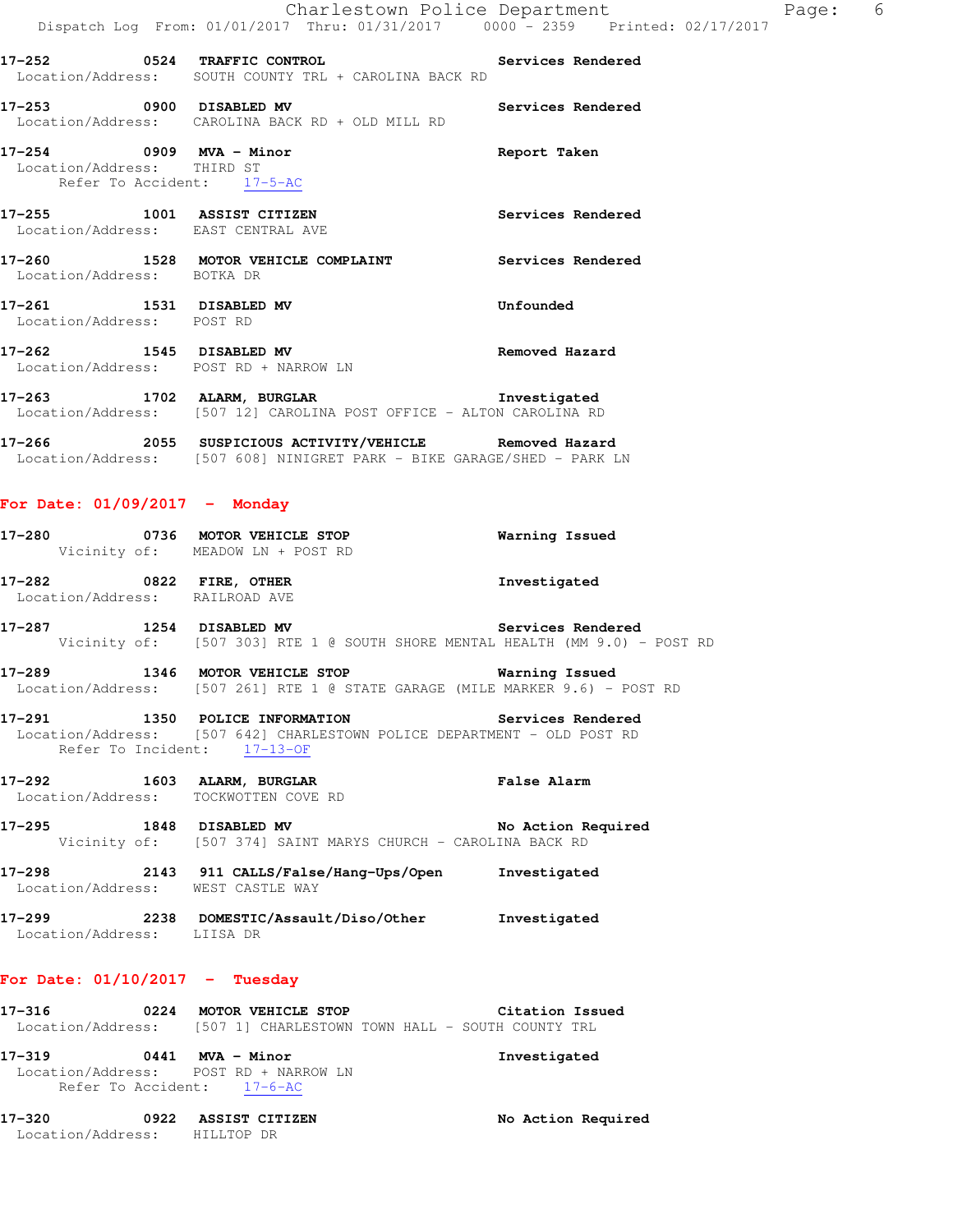17-252 0524 TRAFFIC CONTROL Services Rendered
Location/Address: SOUTH COUNTY TRL + CAROLINA BACK RD

17-253 0900 DISABLED MV Services Rendered
Location/Address: CAROLINA BACK RD + OLD MILL RD

17-254 0909 MVA - Minor Report Taken
Location/Address: THIRD ST
Refer To Accident: 17-5-AC

17-255 1001 ASSIST CITIZEN Services Rendered
Location/Address: EAST CENTRAL AVE

17-260 1528 MOTOR VEHICLE COMPLAINT Services Rendered
Location/Address: BOTKA DR

17-261 1531 DISABLED MV Unfounded
Location/Address: POST RD

17-262 1545 DISABLED MV Removed Hazard
Location/Address: POST RD + NARROW LN

17-263 1702 ALARM, BURGLAR Investigated
Location/Address: [507 12] CAROLINA POST OFFICE - ALTON CAROLINA RD

17-266 2055 SUSPICIOUS ACTIVITY/VEHICLE Removed Hazard
Location/Address: [507 608] NINIGRET PARK - BIKE GARAGE/SHED - PARK LN

## For Date: 01/09/2017 - Monday

17-280 0736 MOTOR VEHICLE STOP Warning Issued
Vicinity of: MEADOW LN + POST RD

17-282 0822 FIRE, OTHER Investigated
Location/Address: RAILROAD AVE

17-287 1254 DISABLED MV Services Rendered
Vicinity of: [507 303] RTE 1 @ SOUTH SHORE MENTAL HEALTH (MM 9.0) - POST RD

17-289 1346 MOTOR VEHICLE STOP Warning Issued
Location/Address: [507 261] RTE 1 @ STATE GARAGE (MILE MARKER 9.6) - POST RD

17-291 1350 POLICE INFORMATION Services Rendered
Location/Address: [507 642] CHARLESTOWN POLICE DEPARTMENT - OLD POST RD
Refer To Incident: 17-13-OF

17-292 1603 ALARM, BURGLAR False Alarm
Location/Address: TOCKWOTTEN COVE RD

17-295 1848 DISABLED MV No Action Required
Vicinity of: [507 374] SAINT MARYS CHURCH - CAROLINA BACK RD

17-298 2143 911 CALLS/False/Hang-Ups/Open Investigated
Location/Address: WEST CASTLE WAY

17-299 2238 DOMESTIC/Assault/Diso/Other Investigated
Location/Address: LIISA DR

## For Date: 01/10/2017 - Tuesday

17-316 0224 MOTOR VEHICLE STOP Citation Issued
Location/Address: [507 1] CHARLESTOWN TOWN HALL - SOUTH COUNTY TRL

17-319 0441 MVA - Minor Investigated
Location/Address: POST RD + NARROW LN
Refer To Accident: 17-6-AC

17-320 0922 ASSIST CITIZEN No Action Required
Location/Address: HILLTOP DR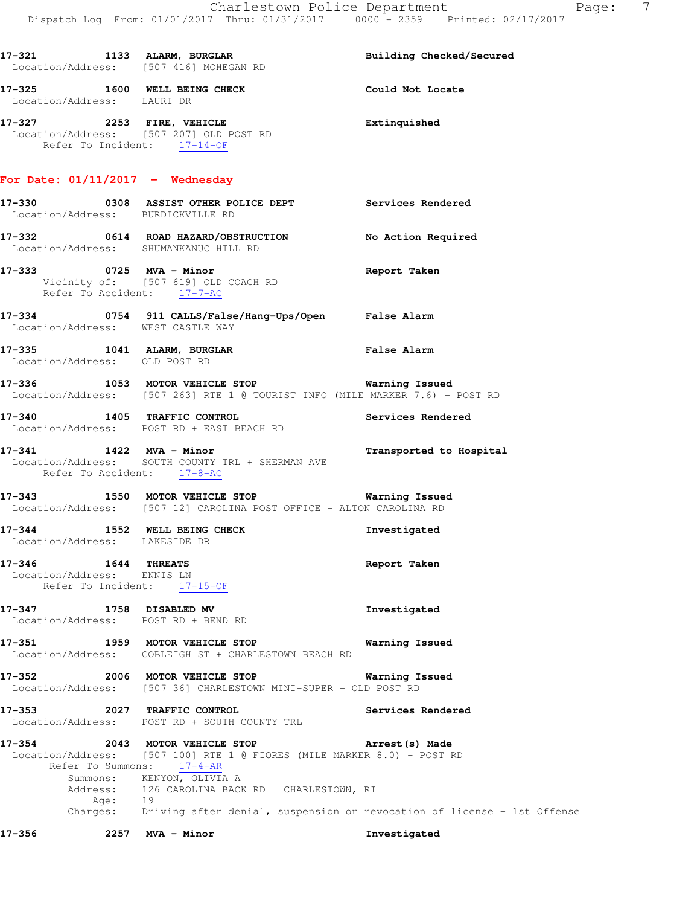17-321 1133 ALARM, BURGLAR Building Checked/Secured
Location/Address: [507 416] MOHEGAN RD

17-325 1600 WELL BEING CHECK Could Not Locate
Location/Address: LAURI DR

17-327 2253 FIRE, VEHICLE Extinquished
Location/Address: [507 207] OLD POST RD
Refer To Incident: 17-14-OF

## For Date: 01/11/2017 - Wednesday

17-330 0308 ASSIST OTHER POLICE DEPT Services Rendered
Location/Address: BURDICKVILLE RD

17-332 0614 ROAD HAZARD/OBSTRUCTION No Action Required
Location/Address: SHUMANKANUC HILL RD

17-333 0725 MVA - Minor Report Taken
Vicinity of: [507 619] OLD COACH RD
Refer To Accident: 17-7-AC

17-334 0754 911 CALLS/False/Hang-Ups/Open False Alarm
Location/Address: WEST CASTLE WAY

17-335 1041 ALARM, BURGLAR False Alarm
Location/Address: OLD POST RD

17-336 1053 MOTOR VEHICLE STOP Warning Issued
Location/Address: [507 263] RTE 1 @ TOURIST INFO (MILE MARKER 7.6) - POST RD

17-340 1405 TRAFFIC CONTROL Services Rendered
Location/Address: POST RD + EAST BEACH RD

17-341 1422 MVA - Minor Transported to Hospital
Location/Address: SOUTH COUNTY TRL + SHERMAN AVE
Refer To Accident: 17-8-AC

17-343 1550 MOTOR VEHICLE STOP Warning Issued
Location/Address: [507 12] CAROLINA POST OFFICE - ALTON CAROLINA RD

17-344 1552 WELL BEING CHECK Investigated
Location/Address: LAKESIDE DR

17-346 1644 THREATS Report Taken
Location/Address: ENNIS LN
Refer To Incident: 17-15-OF

17-347 1758 DISABLED MV Investigated
Location/Address: POST RD + BEND RD

17-351 1959 MOTOR VEHICLE STOP Warning Issued
Location/Address: COBLEIGH ST + CHARLESTOWN BEACH RD

17-352 2006 MOTOR VEHICLE STOP Warning Issued
Location/Address: [507 36] CHARLESTOWN MINI-SUPER - OLD POST RD

17-353 2027 TRAFFIC CONTROL Services Rendered
Location/Address: POST RD + SOUTH COUNTY TRL

17-354 2043 MOTOR VEHICLE STOP Arrest(s) Made
Location/Address: [507 100] RTE 1 @ FIORES (MILE MARKER 8.0) - POST RD
Refer To Summons: 17-4-AR
Summons: KENYON, OLIVIA A
Address: 126 CAROLINA BACK RD CHARLESTOWN, RI
Age: 19
Charges: Driving after denial, suspension or revocation of license - 1st Offense

17-356 2257 MVA - Minor Investigated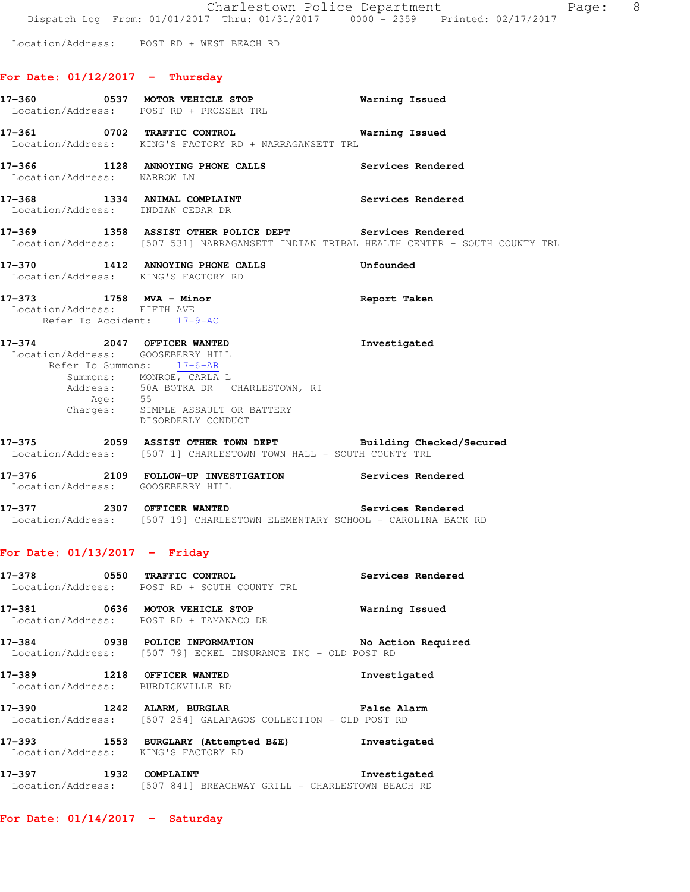Location/Address: POST RD + WEST BEACH RD

## For Date: 01/12/2017 - Thursday

**17-360 0537 MOTOR VEHICLE STOP** Warning Issued
Location/Address: POST RD + PROSSER TRL

**17-361 0702 TRAFFIC CONTROL** Warning Issued
Location/Address: KING'S FACTORY RD + NARRAGANSETT TRL

**17-366 1128 ANNOYING PHONE CALLS** Services Rendered
Location/Address: NARROW LN

**17-368 1334 ANIMAL COMPLAINT** Services Rendered
Location/Address: INDIAN CEDAR DR

**17-369 1358 ASSIST OTHER POLICE DEPT** Services Rendered
Location/Address: [507 531] NARRAGANSETT INDIAN TRIBAL HEALTH CENTER - SOUTH COUNTY TRL

**17-370 1412 ANNOYING PHONE CALLS** Unfounded
Location/Address: KING'S FACTORY RD

**17-373 1758 MVA - Minor** Report Taken
Location/Address: FIFTH AVE
Refer To Accident: 17-9-AC

**17-374 2047 OFFICER WANTED** Investigated
Location/Address: GOOSEBERRY HILL
Refer To Summons: 17-6-AR
Summons: MONROE, CARLA L
Address: 50A BOTKA DR CHARLESTOWN, RI
Age: 55
Charges: SIMPLE ASSAULT OR BATTERY
DISORDERLY CONDUCT

**17-375 2059 ASSIST OTHER TOWN DEPT** Building Checked/Secured
Location/Address: [507 1] CHARLESTOWN TOWN HALL - SOUTH COUNTY TRL

**17-376 2109 FOLLOW-UP INVESTIGATION** Services Rendered
Location/Address: GOOSEBERRY HILL

**17-377 2307 OFFICER WANTED** Services Rendered
Location/Address: [507 19] CHARLESTOWN ELEMENTARY SCHOOL - CAROLINA BACK RD

## For Date: 01/13/2017 - Friday

**17-378 0550 TRAFFIC CONTROL** Services Rendered
Location/Address: POST RD + SOUTH COUNTY TRL

**17-381 0636 MOTOR VEHICLE STOP** Warning Issued
Location/Address: POST RD + TAMANACO DR

**17-384 0938 POLICE INFORMATION** No Action Required
Location/Address: [507 79] ECKEL INSURANCE INC - OLD POST RD

**17-389 1218 OFFICER WANTED** Investigated
Location/Address: BURDICKVILLE RD

**17-390 1242 ALARM, BURGLAR** False Alarm
Location/Address: [507 254] GALAPAGOS COLLECTION - OLD POST RD

**17-393 1553 BURGLARY (Attempted B&E)** Investigated
Location/Address: KING'S FACTORY RD

**17-397 1932 COMPLAINT** Investigated
Location/Address: [507 841] BREACHWAY GRILL - CHARLESTOWN BEACH RD

## For Date: 01/14/2017 - Saturday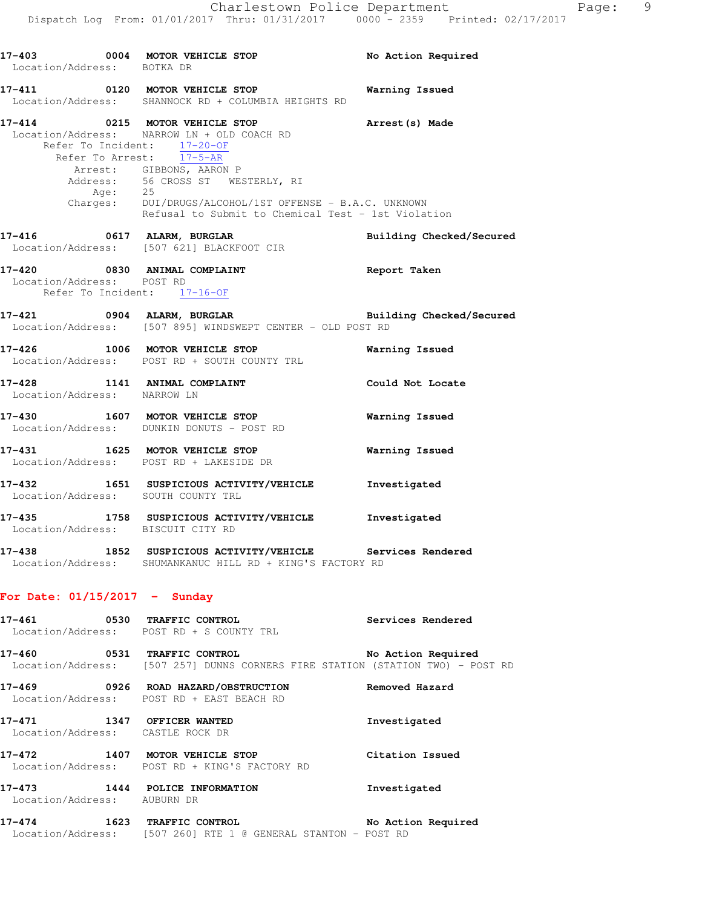17-403 0004 **MOTOR VEHICLE STOP** **No Action Required**
Location/Address: BOTKA DR

17-411 0120 **MOTOR VEHICLE STOP** **Warning Issued**
Location/Address: SHANNOCK RD + COLUMBIA HEIGHTS RD

17-414 0215 **MOTOR VEHICLE STOP** **Arrest(s) Made**
Location/Address: NARROW LN + OLD COACH RD
Refer To Incident: 17-20-OF
Refer To Arrest: 17-5-AR
Arrest: GIBBONS, AARON P
Address: 56 CROSS ST WESTERLY, RI
Age: 25
Charges: DUI/DRUGS/ALCOHOL/1ST OFFENSE - B.A.C. UNKNOWN
Refusal to Submit to Chemical Test - 1st Violation

17-416 0617 **ALARM, BURGLAR** **Building Checked/Secured**
Location/Address: [507 621] BLACKFOOT CIR

17-420 0830 **ANIMAL COMPLAINT** **Report Taken**
Location/Address: POST RD
Refer To Incident: 17-16-OF

17-421 0904 **ALARM, BURGLAR** **Building Checked/Secured**
Location/Address: [507 895] WINDSWEPT CENTER - OLD POST RD

17-426 1006 **MOTOR VEHICLE STOP** **Warning Issued**
Location/Address: POST RD + SOUTH COUNTY TRL

17-428 1141 **ANIMAL COMPLAINT** **Could Not Locate**
Location/Address: NARROW LN

17-430 1607 **MOTOR VEHICLE STOP** **Warning Issued**
Location/Address: DUNKIN DONUTS - POST RD

17-431 1625 **MOTOR VEHICLE STOP** **Warning Issued**
Location/Address: POST RD + LAKESIDE DR

17-432 1651 **SUSPICIOUS ACTIVITY/VEHICLE** **Investigated**
Location/Address: SOUTH COUNTY TRL

17-435 1758 **SUSPICIOUS ACTIVITY/VEHICLE** **Investigated**
Location/Address: BISCUIT CITY RD

17-438 1852 **SUSPICIOUS ACTIVITY/VEHICLE** **Services Rendered**
Location/Address: SHUMANKANUC HILL RD + KING'S FACTORY RD

## For Date: 01/15/2017 - Sunday

17-461 0530 **TRAFFIC CONTROL** **Services Rendered**
Location/Address: POST RD + S COUNTY TRL

17-460 0531 **TRAFFIC CONTROL** **No Action Required**
Location/Address: [507 257] DUNNS CORNERS FIRE STATION (STATION TWO) - POST RD

17-469 0926 **ROAD HAZARD/OBSTRUCTION** **Removed Hazard**
Location/Address: POST RD + EAST BEACH RD

17-471 1347 **OFFICER WANTED** **Investigated**
Location/Address: CASTLE ROCK DR

17-472 1407 **MOTOR VEHICLE STOP** **Citation Issued**
Location/Address: POST RD + KING'S FACTORY RD

17-473 1444 **POLICE INFORMATION** **Investigated**
Location/Address: AUBURN DR

17-474 1623 **TRAFFIC CONTROL** **No Action Required**
Location/Address: [507 260] RTE 1 @ GENERAL STANTON - POST RD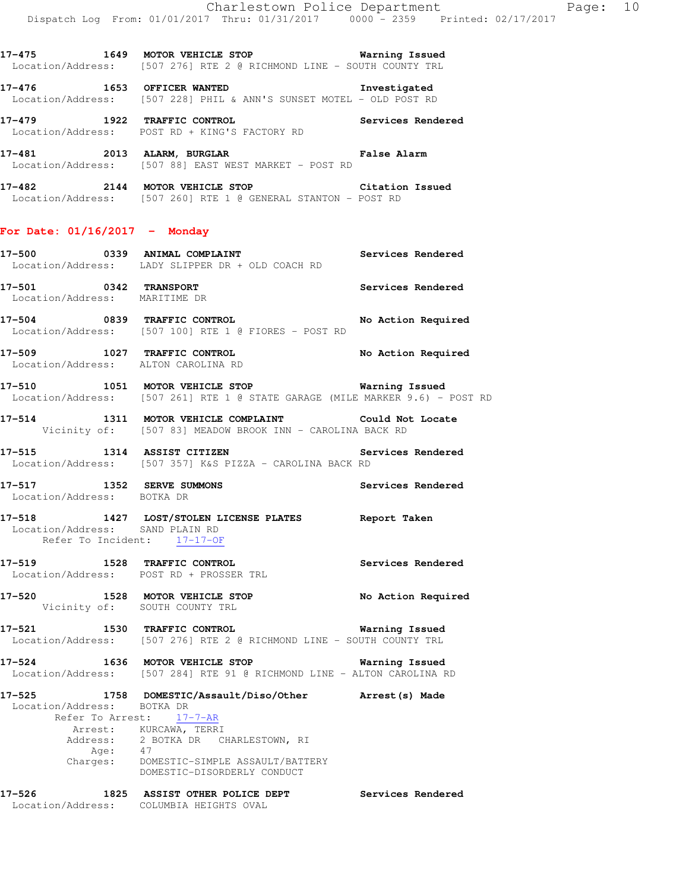17-475 1649 **MOTOR VEHICLE STOP** Warning Issued
Location/Address: [507 276] RTE 2 @ RICHMOND LINE - SOUTH COUNTY TRL

17-476 1653 **OFFICER WANTED** Investigated
Location/Address: [507 228] PHIL & ANN'S SUNSET MOTEL - OLD POST RD

17-479 1922 **TRAFFIC CONTROL** Services Rendered
Location/Address: POST RD + KING'S FACTORY RD

17-481 2013 **ALARM, BURGLAR** False Alarm
Location/Address: [507 88] EAST WEST MARKET - POST RD

17-482 2144 **MOTOR VEHICLE STOP** Citation Issued
Location/Address: [507 260] RTE 1 @ GENERAL STANTON - POST RD

## For Date: 01/16/2017 - Monday

17-500 0339 **ANIMAL COMPLAINT** Services Rendered
Location/Address: LADY SLIPPER DR + OLD COACH RD

17-501 0342 **TRANSPORT** Services Rendered
Location/Address: MARITIME DR

17-504 0839 **TRAFFIC CONTROL** No Action Required
Location/Address: [507 100] RTE 1 @ FIORES - POST RD

17-509 1027 **TRAFFIC CONTROL** No Action Required
Location/Address: ALTON CAROLINA RD

17-510 1051 **MOTOR VEHICLE STOP** Warning Issued
Location/Address: [507 261] RTE 1 @ STATE GARAGE (MILE MARKER 9.6) - POST RD

17-514 1311 **MOTOR VEHICLE COMPLAINT** Could Not Locate
Vicinity of: [507 83] MEADOW BROOK INN - CAROLINA BACK RD

17-515 1314 **ASSIST CITIZEN** Services Rendered
Location/Address: [507 357] K&S PIZZA - CAROLINA BACK RD

17-517 1352 **SERVE SUMMONS** Services Rendered
Location/Address: BOTKA DR

17-518 1427 **LOST/STOLEN LICENSE PLATES** Report Taken
Location/Address: SAND PLAIN RD
Refer To Incident: 17-17-OF

17-519 1528 **TRAFFIC CONTROL** Services Rendered
Location/Address: POST RD + PROSSER TRL

17-520 1528 **MOTOR VEHICLE STOP** No Action Required
Vicinity of: SOUTH COUNTY TRL

17-521 1530 **TRAFFIC CONTROL** Warning Issued
Location/Address: [507 276] RTE 2 @ RICHMOND LINE - SOUTH COUNTY TRL

17-524 1636 **MOTOR VEHICLE STOP** Warning Issued
Location/Address: [507 284] RTE 91 @ RICHMOND LINE - ALTON CAROLINA RD

17-525 1758 **DOMESTIC/Assault/Diso/Other** Arrest(s) Made
Location/Address: BOTKA DR
Refer To Arrest: 17-7-AR
Arrest: KURCAWA, TERRI
Address: 2 BOTKA DR CHARLESTOWN, RI
Age: 47
Charges: DOMESTIC-SIMPLE ASSAULT/BATTERY
DOMESTIC-DISORDERLY CONDUCT

17-526 1825 **ASSIST OTHER POLICE DEPT** Services Rendered
Location/Address: COLUMBIA HEIGHTS OVAL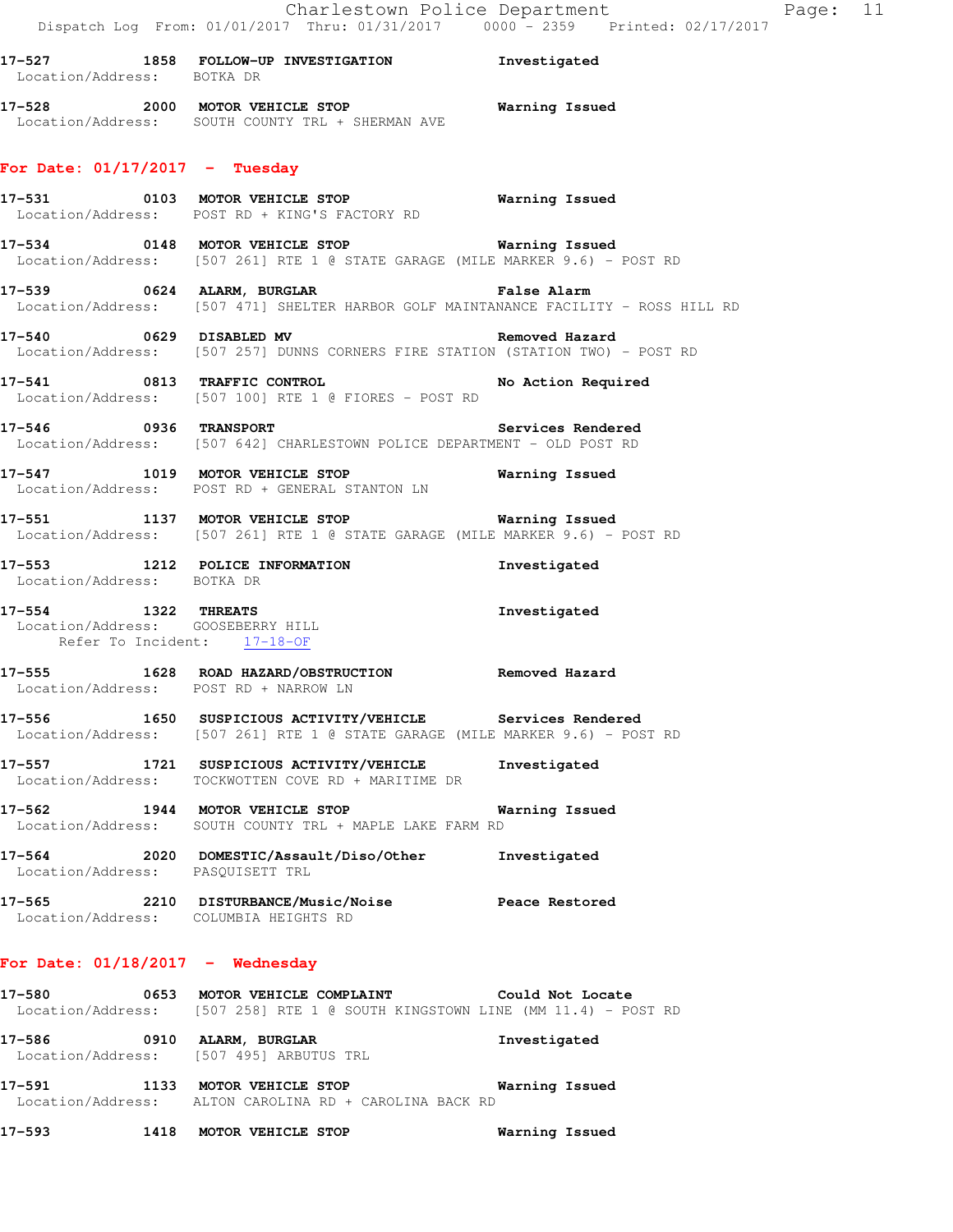17-527 1858 FOLLOW-UP INVESTIGATION Investigated
Location/Address: BOTKA DR

17-528 2000 MOTOR VEHICLE STOP Warning Issued
Location/Address: SOUTH COUNTY TRL + SHERMAN AVE

## For Date: 01/17/2017 - Tuesday

17-531 0103 MOTOR VEHICLE STOP Warning Issued
Location/Address: POST RD + KING'S FACTORY RD

17-534 0148 MOTOR VEHICLE STOP Warning Issued
Location/Address: [507 261] RTE 1 @ STATE GARAGE (MILE MARKER 9.6) - POST RD

17-539 0624 ALARM, BURGLAR False Alarm
Location/Address: [507 471] SHELTER HARBOR GOLF MAINTANANCE FACILITY - ROSS HILL RD

17-540 0629 DISABLED MV Removed Hazard
Location/Address: [507 257] DUNNS CORNERS FIRE STATION (STATION TWO) - POST RD

17-541 0813 TRAFFIC CONTROL No Action Required
Location/Address: [507 100] RTE 1 @ FIORES - POST RD

17-546 0936 TRANSPORT Services Rendered
Location/Address: [507 642] CHARLESTOWN POLICE DEPARTMENT - OLD POST RD

17-547 1019 MOTOR VEHICLE STOP Warning Issued
Location/Address: POST RD + GENERAL STANTON LN

17-551 1137 MOTOR VEHICLE STOP Warning Issued
Location/Address: [507 261] RTE 1 @ STATE GARAGE (MILE MARKER 9.6) - POST RD

17-553 1212 POLICE INFORMATION Investigated
Location/Address: BOTKA DR

17-554 1322 THREATS Investigated
Location/Address: GOOSEBERRY HILL
Refer To Incident: 17-18-OF

17-555 1628 ROAD HAZARD/OBSTRUCTION Removed Hazard
Location/Address: POST RD + NARROW LN

17-556 1650 SUSPICIOUS ACTIVITY/VEHICLE Services Rendered
Location/Address: [507 261] RTE 1 @ STATE GARAGE (MILE MARKER 9.6) - POST RD

17-557 1721 SUSPICIOUS ACTIVITY/VEHICLE Investigated
Location/Address: TOCKWOTTEN COVE RD + MARITIME DR

17-562 1944 MOTOR VEHICLE STOP Warning Issued
Location/Address: SOUTH COUNTY TRL + MAPLE LAKE FARM RD

17-564 2020 DOMESTIC/Assault/Diso/Other Investigated
Location/Address: PASQUISETT TRL

17-565 2210 DISTURBANCE/Music/Noise Peace Restored
Location/Address: COLUMBIA HEIGHTS RD

## For Date: 01/18/2017 - Wednesday

17-580 0653 MOTOR VEHICLE COMPLAINT Could Not Locate
Location/Address: [507 258] RTE 1 @ SOUTH KINGSTOWN LINE (MM 11.4) - POST RD

17-586 0910 ALARM, BURGLAR Investigated
Location/Address: [507 495] ARBUTUS TRL

17-591 1133 MOTOR VEHICLE STOP Warning Issued
Location/Address: ALTON CAROLINA RD + CAROLINA BACK RD

17-593 1418 MOTOR VEHICLE STOP Warning Issued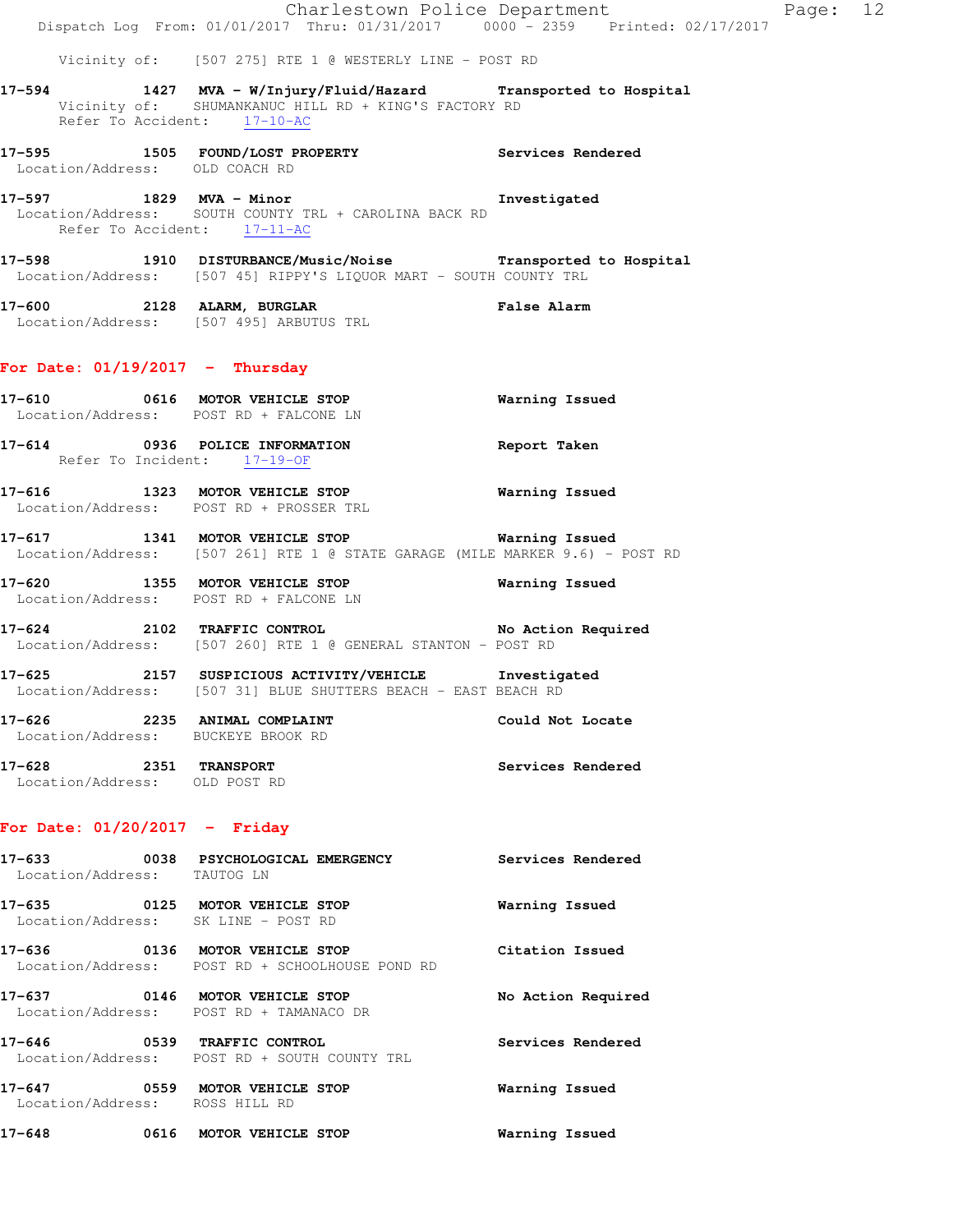Vicinity of: [507 275] RTE 1 @ WESTERLY LINE - POST RD

**17-594 1427 MVA - W/Injury/Fluid/Hazard** Transported to Hospital
Vicinity of: SHUMANKANUC HILL RD + KING'S FACTORY RD
Refer To Accident: 17-10-AC

**17-595 1505 FOUND/LOST PROPERTY** Services Rendered
Location/Address: OLD COACH RD

**17-597 1829 MVA - Minor** Investigated
Location/Address: SOUTH COUNTY TRL + CAROLINA BACK RD
Refer To Accident: 17-11-AC

**17-598 1910 DISTURBANCE/Music/Noise** Transported to Hospital
Location/Address: [507 45] RIPPY'S LIQUOR MART - SOUTH COUNTY TRL

**17-600 2128 ALARM, BURGLAR** False Alarm
Location/Address: [507 495] ARBUTUS TRL

## For Date: 01/19/2017 - Thursday

**17-610 0616 MOTOR VEHICLE STOP** Warning Issued
Location/Address: POST RD + FALCONE LN

**17-614 0936 POLICE INFORMATION** Report Taken
Refer To Incident: 17-19-OF

**17-616 1323 MOTOR VEHICLE STOP** Warning Issued
Location/Address: POST RD + PROSSER TRL

**17-617 1341 MOTOR VEHICLE STOP** Warning Issued
Location/Address: [507 261] RTE 1 @ STATE GARAGE (MILE MARKER 9.6) - POST RD

**17-620 1355 MOTOR VEHICLE STOP** Warning Issued
Location/Address: POST RD + FALCONE LN

**17-624 2102 TRAFFIC CONTROL** No Action Required
Location/Address: [507 260] RTE 1 @ GENERAL STANTON - POST RD

**17-625 2157 SUSPICIOUS ACTIVITY/VEHICLE** Investigated
Location/Address: [507 31] BLUE SHUTTERS BEACH - EAST BEACH RD

**17-626 2235 ANIMAL COMPLAINT** Could Not Locate
Location/Address: BUCKEYE BROOK RD

**17-628 2351 TRANSPORT** Services Rendered
Location/Address: OLD POST RD

## For Date: 01/20/2017 - Friday

**17-633 0038 PSYCHOLOGICAL EMERGENCY** Services Rendered
Location/Address: TAUTOG LN

**17-635 0125 MOTOR VEHICLE STOP** Warning Issued
Location/Address: SK LINE - POST RD

**17-636 0136 MOTOR VEHICLE STOP** Citation Issued
Location/Address: POST RD + SCHOOLHOUSE POND RD

**17-637 0146 MOTOR VEHICLE STOP** No Action Required
Location/Address: POST RD + TAMANACO DR

**17-646 0539 TRAFFIC CONTROL** Services Rendered
Location/Address: POST RD + SOUTH COUNTY TRL

**17-647 0559 MOTOR VEHICLE STOP** Warning Issued
Location/Address: ROSS HILL RD

**17-648 0616 MOTOR VEHICLE STOP** Warning Issued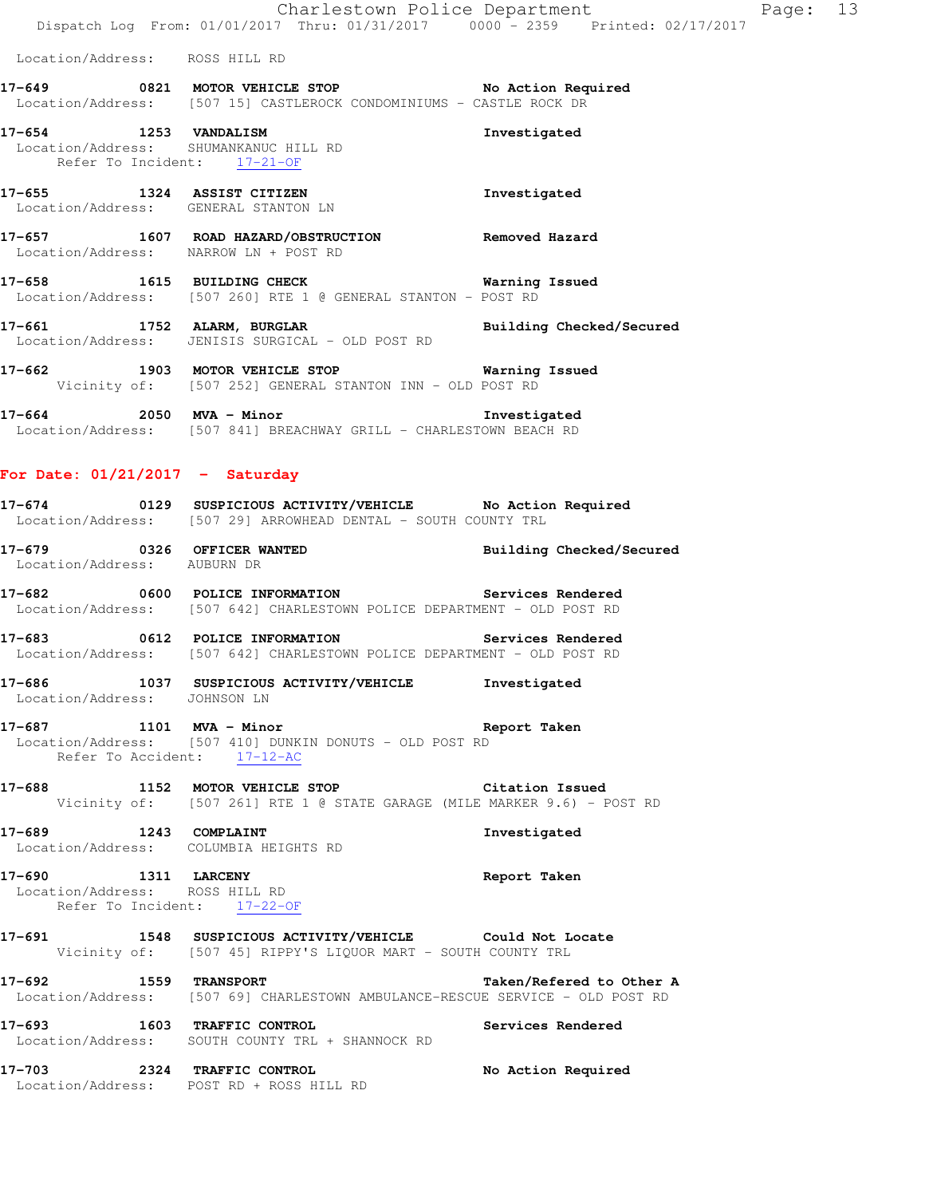Location/Address: ROSS HILL RD

**17-649** 0821 **MOTOR VEHICLE STOP** **No Action Required**
Location/Address: [507 15] CASTLEROCK CONDOMINIUMS - CASTLE ROCK DR

**17-654** 1253 **VANDALISM** **Investigated**
Location/Address: SHUMANKANUC HILL RD
Refer To Incident: 17-21-OF

**17-655** 1324 **ASSIST CITIZEN** **Investigated**
Location/Address: GENERAL STANTON LN

**17-657** 1607 **ROAD HAZARD/OBSTRUCTION** **Removed Hazard**
Location/Address: NARROW LN + POST RD

**17-658** 1615 **BUILDING CHECK** **Warning Issued**
Location/Address: [507 260] RTE 1 @ GENERAL STANTON - POST RD

**17-661** 1752 **ALARM, BURGLAR** **Building Checked/Secured**
Location/Address: JENISIS SURGICAL - OLD POST RD

**17-662** 1903 **MOTOR VEHICLE STOP** **Warning Issued**
Vicinity of: [507 252] GENERAL STANTON INN - OLD POST RD

**17-664** 2050 **MVA - Minor** **Investigated**
Location/Address: [507 841] BREACHWAY GRILL - CHARLESTOWN BEACH RD

## For Date: 01/21/2017 - Saturday

**17-674** 0129 **SUSPICIOUS ACTIVITY/VEHICLE** **No Action Required**
Location/Address: [507 29] ARROWHEAD DENTAL - SOUTH COUNTY TRL

**17-679** 0326 **OFFICER WANTED** **Building Checked/Secured**
Location/Address: AUBURN DR

**17-682** 0600 **POLICE INFORMATION** **Services Rendered**
Location/Address: [507 642] CHARLESTOWN POLICE DEPARTMENT - OLD POST RD

**17-683** 0612 **POLICE INFORMATION** **Services Rendered**
Location/Address: [507 642] CHARLESTOWN POLICE DEPARTMENT - OLD POST RD

**17-686** 1037 **SUSPICIOUS ACTIVITY/VEHICLE** **Investigated**
Location/Address: JOHNSON LN

**17-687** 1101 **MVA - Minor** **Report Taken**
Location/Address: [507 410] DUNKIN DONUTS - OLD POST RD
Refer To Accident: 17-12-AC

**17-688** 1152 **MOTOR VEHICLE STOP** **Citation Issued**
Vicinity of: [507 261] RTE 1 @ STATE GARAGE (MILE MARKER 9.6) - POST RD

**17-689** 1243 **COMPLAINT** **Investigated**
Location/Address: COLUMBIA HEIGHTS RD

**17-690** 1311 **LARCENY** **Report Taken**
Location/Address: ROSS HILL RD
Refer To Incident: 17-22-OF

**17-691** 1548 **SUSPICIOUS ACTIVITY/VEHICLE** **Could Not Locate**
Vicinity of: [507 45] RIPPY'S LIQUOR MART - SOUTH COUNTY TRL

**17-692** 1559 **TRANSPORT** **Taken/Refered to Other A**
Location/Address: [507 69] CHARLESTOWN AMBULANCE-RESCUE SERVICE - OLD POST RD

**17-693** 1603 **TRAFFIC CONTROL** **Services Rendered**
Location/Address: SOUTH COUNTY TRL + SHANNOCK RD

**17-703** 2324 **TRAFFIC CONTROL** **No Action Required**
Location/Address: POST RD + ROSS HILL RD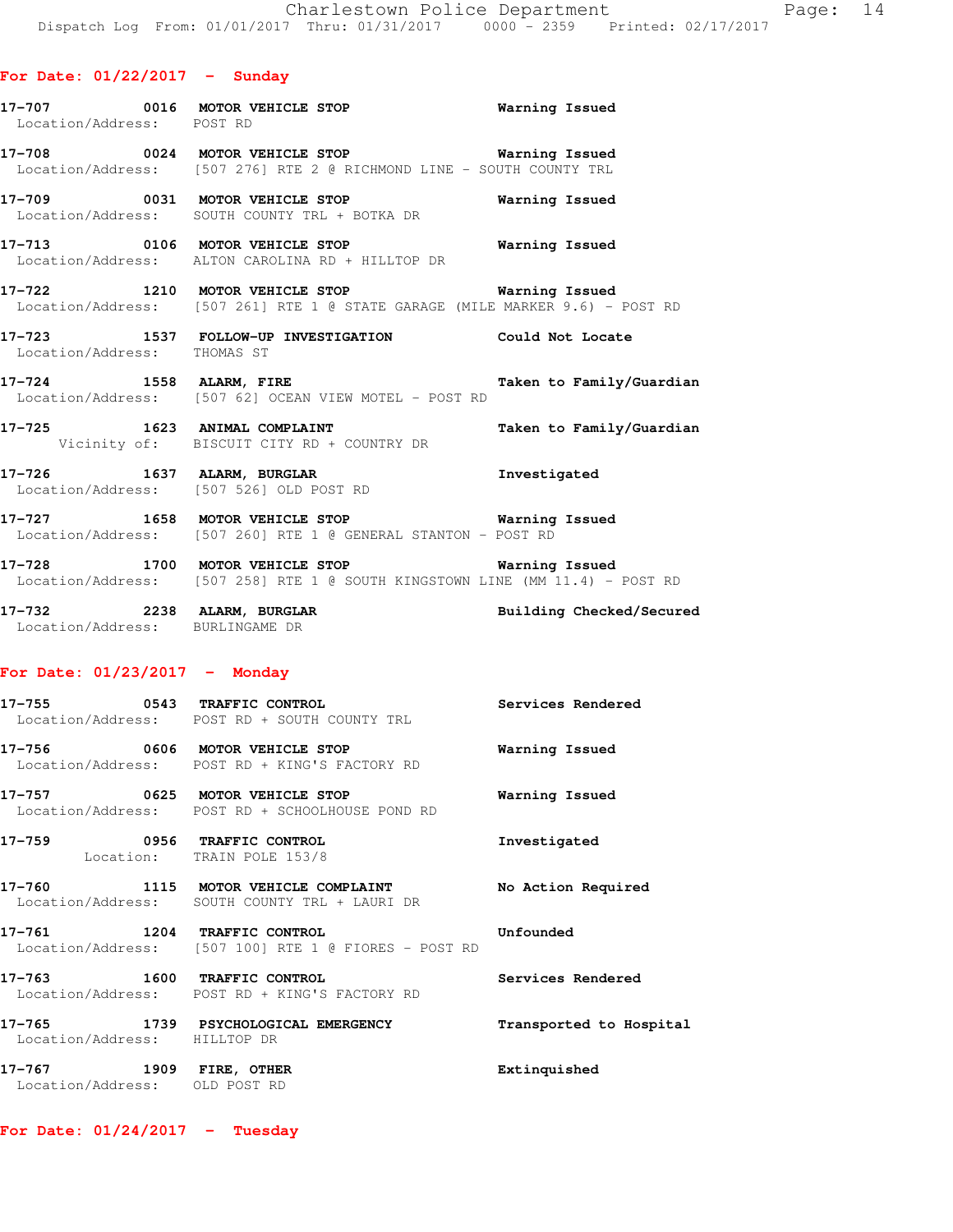**For Date: 01/22/2017 - Sunday**

**17-707 0016 MOTOR VEHICLE STOP** **Warning Issued**
Location/Address: POST RD

**17-708 0024 MOTOR VEHICLE STOP** **Warning Issued**
Location/Address: [507 276] RTE 2 @ RICHMOND LINE - SOUTH COUNTY TRL

**17-709 0031 MOTOR VEHICLE STOP** **Warning Issued**
Location/Address: SOUTH COUNTY TRL + BOTKA DR

**17-713 0106 MOTOR VEHICLE STOP** **Warning Issued**
Location/Address: ALTON CAROLINA RD + HILLTOP DR

**17-722 1210 MOTOR VEHICLE STOP** **Warning Issued**
Location/Address: [507 261] RTE 1 @ STATE GARAGE (MILE MARKER 9.6) - POST RD

**17-723 1537 FOLLOW-UP INVESTIGATION** **Could Not Locate**
Location/Address: THOMAS ST

**17-724 1558 ALARM, FIRE** **Taken to Family/Guardian**
Location/Address: [507 62] OCEAN VIEW MOTEL - POST RD

**17-725 1623 ANIMAL COMPLAINT** **Taken to Family/Guardian**
Vicinity of: BISCUIT CITY RD + COUNTRY DR

**17-726 1637 ALARM, BURGLAR** **Investigated**
Location/Address: [507 526] OLD POST RD

**17-727 1658 MOTOR VEHICLE STOP** **Warning Issued**
Location/Address: [507 260] RTE 1 @ GENERAL STANTON - POST RD

**17-728 1700 MOTOR VEHICLE STOP** **Warning Issued**
Location/Address: [507 258] RTE 1 @ SOUTH KINGSTOWN LINE (MM 11.4) - POST RD

**17-732 2238 ALARM, BURGLAR** **Building Checked/Secured**
Location/Address: BURLINGAME DR

**For Date: 01/23/2017 - Monday**

**17-755 0543 TRAFFIC CONTROL** **Services Rendered**
Location/Address: POST RD + SOUTH COUNTY TRL

**17-756 0606 MOTOR VEHICLE STOP** **Warning Issued**
Location/Address: POST RD + KING'S FACTORY RD

**17-757 0625 MOTOR VEHICLE STOP** **Warning Issued**
Location/Address: POST RD + SCHOOLHOUSE POND RD

**17-759 0956 TRAFFIC CONTROL** **Investigated**
Location: TRAIN POLE 153/8

**17-760 1115 MOTOR VEHICLE COMPLAINT** **No Action Required**
Location/Address: SOUTH COUNTY TRL + LAURI DR

**17-761 1204 TRAFFIC CONTROL** **Unfounded**
Location/Address: [507 100] RTE 1 @ FIORES - POST RD

**17-763 1600 TRAFFIC CONTROL** **Services Rendered**
Location/Address: POST RD + KING'S FACTORY RD

**17-765 1739 PSYCHOLOGICAL EMERGENCY** **Transported to Hospital**
Location/Address: HILLTOP DR

**17-767 1909 FIRE, OTHER** **Extinquished**
Location/Address: OLD POST RD

**For Date: 01/24/2017 - Tuesday**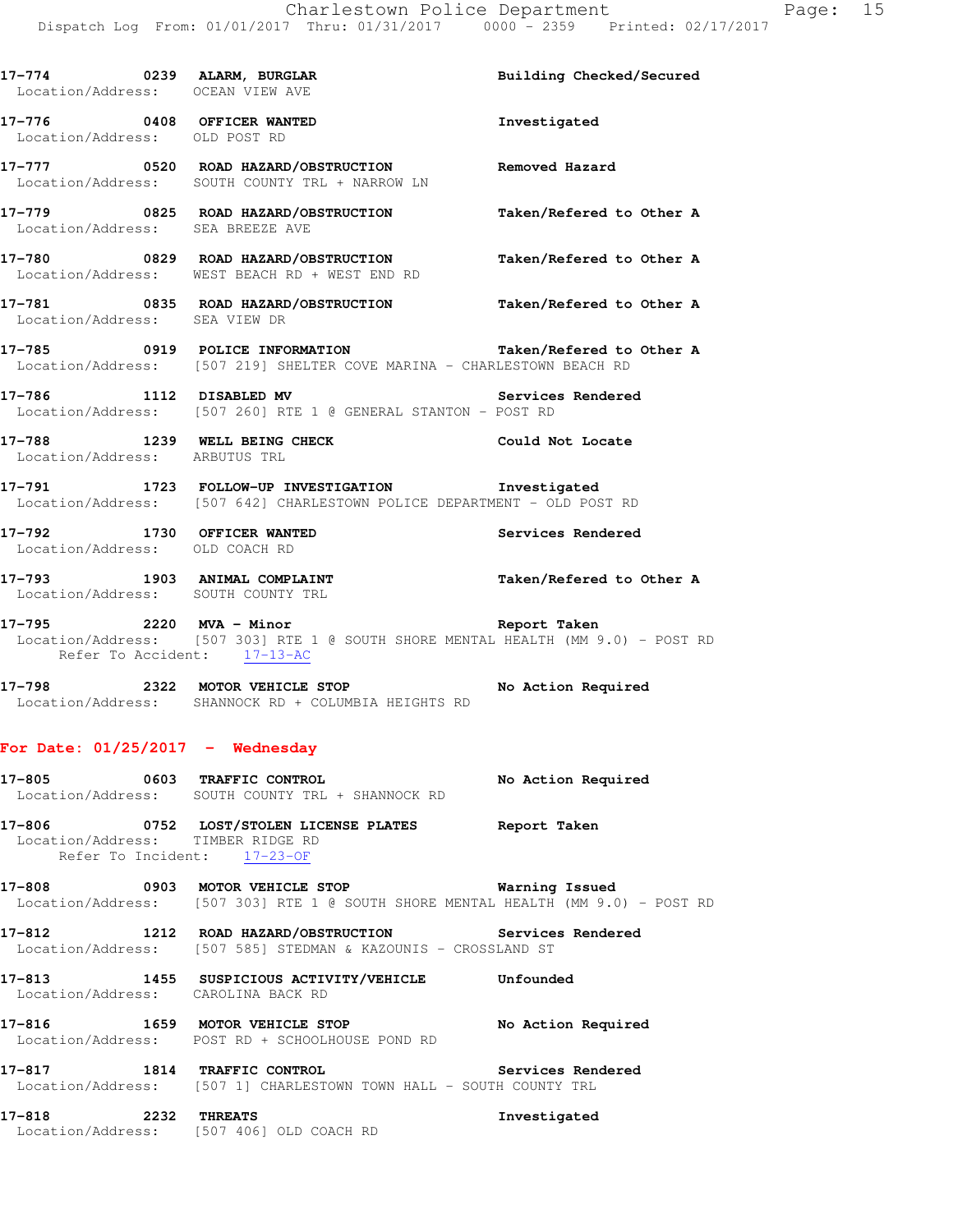17-774 0239 **ALARM, BURGLAR** Building Checked/Secured
Location/Address: OCEAN VIEW AVE

17-776 0408 **OFFICER WANTED** Investigated
Location/Address: OLD POST RD

17-777 0520 **ROAD HAZARD/OBSTRUCTION** Removed Hazard
Location/Address: SOUTH COUNTY TRL + NARROW LN

17-779 0825 **ROAD HAZARD/OBSTRUCTION** Taken/Refered to Other A
Location/Address: SEA BREEZE AVE

17-780 0829 **ROAD HAZARD/OBSTRUCTION** Taken/Refered to Other A
Location/Address: WEST BEACH RD + WEST END RD

17-781 0835 **ROAD HAZARD/OBSTRUCTION** Taken/Refered to Other A
Location/Address: SEA VIEW DR

17-785 0919 **POLICE INFORMATION** Taken/Refered to Other A
Location/Address: [507 219] SHELTER COVE MARINA - CHARLESTOWN BEACH RD

17-786 1112 **DISABLED MV** Services Rendered
Location/Address: [507 260] RTE 1 @ GENERAL STANTON - POST RD

17-788 1239 **WELL BEING CHECK** Could Not Locate
Location/Address: ARBUTUS TRL

17-791 1723 **FOLLOW-UP INVESTIGATION** Investigated
Location/Address: [507 642] CHARLESTOWN POLICE DEPARTMENT - OLD POST RD

17-792 1730 **OFFICER WANTED** Services Rendered
Location/Address: OLD COACH RD

17-793 1903 **ANIMAL COMPLAINT** Taken/Refered to Other A
Location/Address: SOUTH COUNTY TRL

17-795 2220 **MVA - Minor** Report Taken
Location/Address: [507 303] RTE 1 @ SOUTH SHORE MENTAL HEALTH (MM 9.0) - POST RD
Refer To Accident: 17-13-AC

17-798 2322 **MOTOR VEHICLE STOP** No Action Required
Location/Address: SHANNOCK RD + COLUMBIA HEIGHTS RD

## For Date: 01/25/2017 - Wednesday

17-805 0603 **TRAFFIC CONTROL** No Action Required
Location/Address: SOUTH COUNTY TRL + SHANNOCK RD

17-806 0752 **LOST/STOLEN LICENSE PLATES** Report Taken
Location/Address: TIMBER RIDGE RD
Refer To Incident: 17-23-OF

17-808 0903 **MOTOR VEHICLE STOP** Warning Issued
Location/Address: [507 303] RTE 1 @ SOUTH SHORE MENTAL HEALTH (MM 9.0) - POST RD

17-812 1212 **ROAD HAZARD/OBSTRUCTION** Services Rendered
Location/Address: [507 585] STEDMAN & KAZOUNIS - CROSSLAND ST

17-813 1455 **SUSPICIOUS ACTIVITY/VEHICLE** Unfounded
Location/Address: CAROLINA BACK RD

17-816 1659 **MOTOR VEHICLE STOP** No Action Required
Location/Address: POST RD + SCHOOLHOUSE POND RD

17-817 1814 **TRAFFIC CONTROL** Services Rendered
Location/Address: [507 1] CHARLESTOWN TOWN HALL - SOUTH COUNTY TRL

17-818 2232 **THREATS** Investigated
Location/Address: [507 406] OLD COACH RD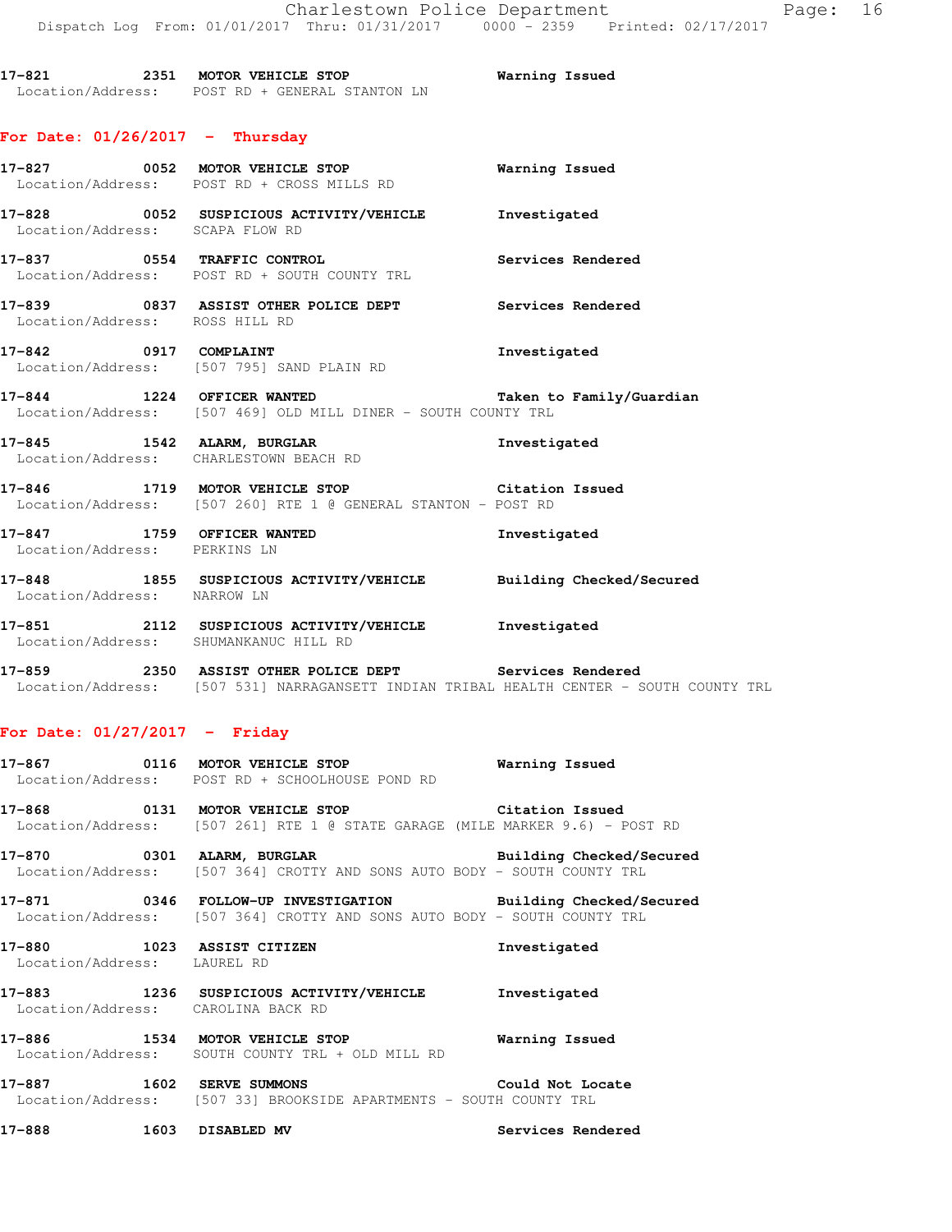17-821 2351 MOTOR VEHICLE STOP Warning Issued
Location/Address: POST RD + GENERAL STANTON LN

## For Date: 01/26/2017 - Thursday

17-827 0052 MOTOR VEHICLE STOP Warning Issued
Location/Address: POST RD + CROSS MILLS RD

17-828 0052 SUSPICIOUS ACTIVITY/VEHICLE Investigated
Location/Address: SCAPA FLOW RD

17-837 0554 TRAFFIC CONTROL Services Rendered
Location/Address: POST RD + SOUTH COUNTY TRL

17-839 0837 ASSIST OTHER POLICE DEPT Services Rendered
Location/Address: ROSS HILL RD

17-842 0917 COMPLAINT Investigated
Location/Address: [507 795] SAND PLAIN RD

17-844 1224 OFFICER WANTED Taken to Family/Guardian
Location/Address: [507 469] OLD MILL DINER - SOUTH COUNTY TRL

17-845 1542 ALARM, BURGLAR Investigated
Location/Address: CHARLESTOWN BEACH RD

17-846 1719 MOTOR VEHICLE STOP Citation Issued
Location/Address: [507 260] RTE 1 @ GENERAL STANTON - POST RD

17-847 1759 OFFICER WANTED Investigated
Location/Address: PERKINS LN

17-848 1855 SUSPICIOUS ACTIVITY/VEHICLE Building Checked/Secured
Location/Address: NARROW LN

17-851 2112 SUSPICIOUS ACTIVITY/VEHICLE Investigated
Location/Address: SHUMANKANUC HILL RD

17-859 2350 ASSIST OTHER POLICE DEPT Services Rendered
Location/Address: [507 531] NARRAGANSETT INDIAN TRIBAL HEALTH CENTER - SOUTH COUNTY TRL

## For Date: 01/27/2017 - Friday

17-867 0116 MOTOR VEHICLE STOP Warning Issued
Location/Address: POST RD + SCHOOLHOUSE POND RD

17-868 0131 MOTOR VEHICLE STOP Citation Issued
Location/Address: [507 261] RTE 1 @ STATE GARAGE (MILE MARKER 9.6) - POST RD

17-870 0301 ALARM, BURGLAR Building Checked/Secured
Location/Address: [507 364] CROTTY AND SONS AUTO BODY - SOUTH COUNTY TRL

17-871 0346 FOLLOW-UP INVESTIGATION Building Checked/Secured
Location/Address: [507 364] CROTTY AND SONS AUTO BODY - SOUTH COUNTY TRL

17-880 1023 ASSIST CITIZEN Investigated
Location/Address: LAUREL RD

17-883 1236 SUSPICIOUS ACTIVITY/VEHICLE Investigated
Location/Address: CAROLINA BACK RD

17-886 1534 MOTOR VEHICLE STOP Warning Issued
Location/Address: SOUTH COUNTY TRL + OLD MILL RD

17-887 1602 SERVE SUMMONS Could Not Locate
Location/Address: [507 33] BROOKSIDE APARTMENTS - SOUTH COUNTY TRL

17-888 1603 DISABLED MV Services Rendered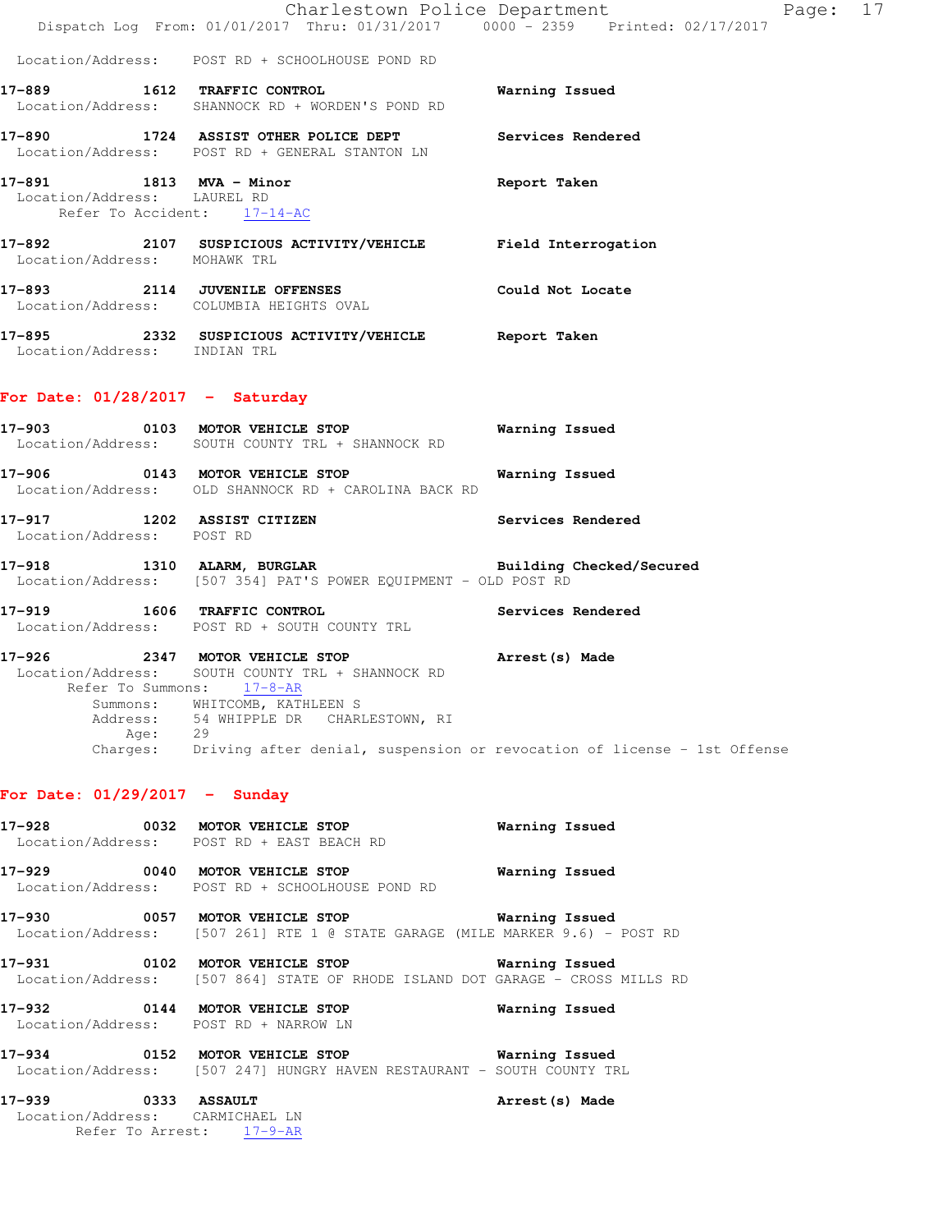Location/Address: POST RD + SCHOOLHOUSE POND RD

**17-889 1612 TRAFFIC CONTROL** Warning Issued
Location/Address: SHANNOCK RD + WORDEN'S POND RD

**17-890 1724 ASSIST OTHER POLICE DEPT** Services Rendered
Location/Address: POST RD + GENERAL STANTON LN

**17-891 1813 MVA - Minor** Report Taken
Location/Address: LAUREL RD
Refer To Accident: 17-14-AC

**17-892 2107 SUSPICIOUS ACTIVITY/VEHICLE** Field Interrogation
Location/Address: MOHAWK TRL

**17-893 2114 JUVENILE OFFENSES** Could Not Locate
Location/Address: COLUMBIA HEIGHTS OVAL

**17-895 2332 SUSPICIOUS ACTIVITY/VEHICLE** Report Taken
Location/Address: INDIAN TRL

## For Date: 01/28/2017 - Saturday

**17-903 0103 MOTOR VEHICLE STOP** Warning Issued
Location/Address: SOUTH COUNTY TRL + SHANNOCK RD

**17-906 0143 MOTOR VEHICLE STOP** Warning Issued
Location/Address: OLD SHANNOCK RD + CAROLINA BACK RD

**17-917 1202 ASSIST CITIZEN** Services Rendered
Location/Address: POST RD

**17-918 1310 ALARM, BURGLAR** Building Checked/Secured
Location/Address: [507 354] PAT'S POWER EQUIPMENT - OLD POST RD

**17-919 1606 TRAFFIC CONTROL** Services Rendered
Location/Address: POST RD + SOUTH COUNTY TRL

**17-926 2347 MOTOR VEHICLE STOP** Arrest(s) Made
Location/Address: SOUTH COUNTY TRL + SHANNOCK RD
Refer To Summons: 17-8-AR
Summons: WHITCOMB, KATHLEEN S
Address: 54 WHIPPLE DR CHARLESTOWN, RI
Age: 29
Charges: Driving after denial, suspension or revocation of license - 1st Offense

## For Date: 01/29/2017 - Sunday

**17-928 0032 MOTOR VEHICLE STOP** Warning Issued
Location/Address: POST RD + EAST BEACH RD

**17-929 0040 MOTOR VEHICLE STOP** Warning Issued
Location/Address: POST RD + SCHOOLHOUSE POND RD

**17-930 0057 MOTOR VEHICLE STOP** Warning Issued
Location/Address: [507 261] RTE 1 @ STATE GARAGE (MILE MARKER 9.6) - POST RD

**17-931 0102 MOTOR VEHICLE STOP** Warning Issued
Location/Address: [507 864] STATE OF RHODE ISLAND DOT GARAGE - CROSS MILLS RD

**17-932 0144 MOTOR VEHICLE STOP** Warning Issued
Location/Address: POST RD + NARROW LN

**17-934 0152 MOTOR VEHICLE STOP** Warning Issued
Location/Address: [507 247] HUNGRY HAVEN RESTAURANT - SOUTH COUNTY TRL

**17-939 0333 ASSAULT** Arrest(s) Made
Location/Address: CARMICHAEL LN
Refer To Arrest: 17-9-AR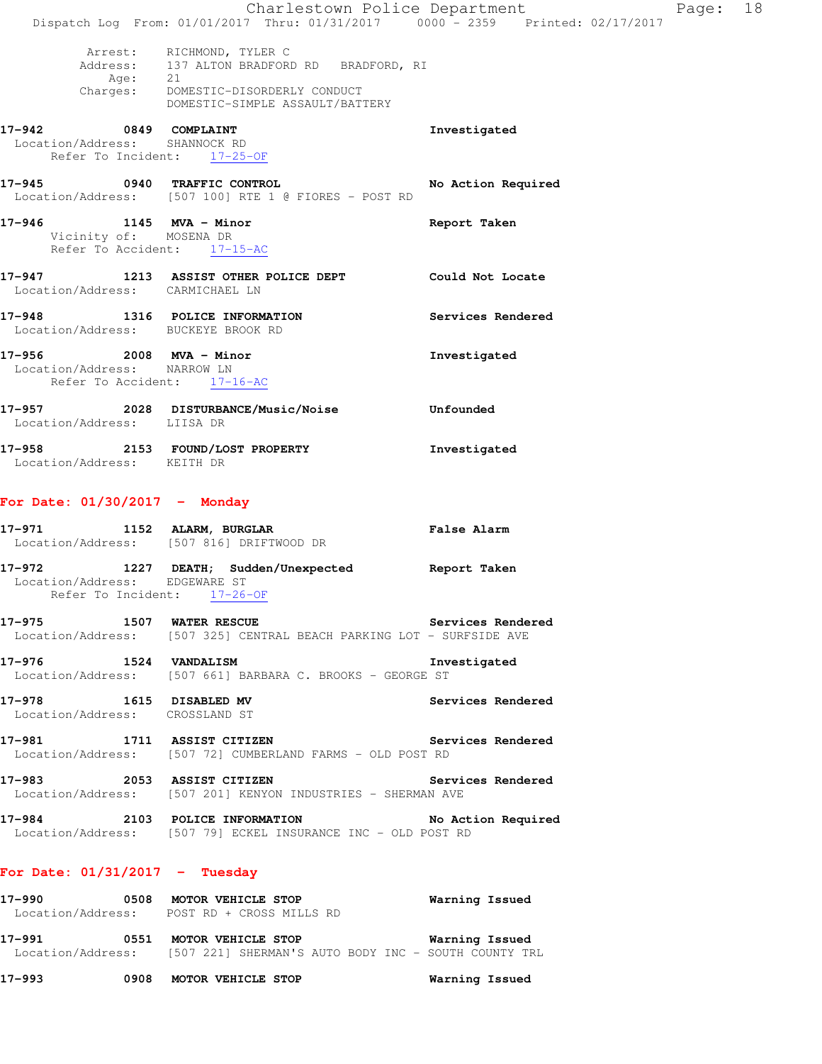Arrest: RICHMOND, TYLER C
Address: 137 ALTON BRADFORD RD BRADFORD, RI
Age: 21
Charges: DOMESTIC-DISORDERLY CONDUCT
DOMESTIC-SIMPLE ASSAULT/BATTERY

**17-942** 0849 **COMPLAINT** **Investigated**
Location/Address: SHANNOCK RD
Refer To Incident: 17-25-OF

**17-945** 0940 **TRAFFIC CONTROL** **No Action Required**
Location/Address: [507 100] RTE 1 @ FIORES - POST RD

**17-946** 1145 **MVA - Minor** **Report Taken**
Vicinity of: MOSENA DR
Refer To Accident: 17-15-AC

**17-947** 1213 **ASSIST OTHER POLICE DEPT** **Could Not Locate**
Location/Address: CARMICHAEL LN

**17-948** 1316 **POLICE INFORMATION** **Services Rendered**
Location/Address: BUCKEYE BROOK RD

**17-956** 2008 **MVA - Minor** **Investigated**
Location/Address: NARROW LN
Refer To Accident: 17-16-AC

**17-957** 2028 **DISTURBANCE/Music/Noise** **Unfounded**
Location/Address: LIISA DR

**17-958** 2153 **FOUND/LOST PROPERTY** **Investigated**
Location/Address: KEITH DR

## For Date: 01/30/2017 - Monday

**17-971** 1152 **ALARM, BURGLAR** **False Alarm**
Location/Address: [507 816] DRIFTWOOD DR

**17-972** 1227 **DEATH; Sudden/Unexpected** **Report Taken**
Location/Address: EDGEWARE ST
Refer To Incident: 17-26-OF

**17-975** 1507 **WATER RESCUE** **Services Rendered**
Location/Address: [507 325] CENTRAL BEACH PARKING LOT - SURFSIDE AVE

**17-976** 1524 **VANDALISM** **Investigated**
Location/Address: [507 661] BARBARA C. BROOKS - GEORGE ST

**17-978** 1615 **DISABLED MV** **Services Rendered**
Location/Address: CROSSLAND ST

**17-981** 1711 **ASSIST CITIZEN** **Services Rendered**
Location/Address: [507 72] CUMBERLAND FARMS - OLD POST RD

**17-983** 2053 **ASSIST CITIZEN** **Services Rendered**
Location/Address: [507 201] KENYON INDUSTRIES - SHERMAN AVE

**17-984** 2103 **POLICE INFORMATION** **No Action Required**
Location/Address: [507 79] ECKEL INSURANCE INC - OLD POST RD

## For Date: 01/31/2017 - Tuesday

**17-990** 0508 **MOTOR VEHICLE STOP** **Warning Issued**
Location/Address: POST RD + CROSS MILLS RD

**17-991** 0551 **MOTOR VEHICLE STOP** **Warning Issued**
Location/Address: [507 221] SHERMAN'S AUTO BODY INC - SOUTH COUNTY TRL

**17-993** 0908 **MOTOR VEHICLE STOP** **Warning Issued**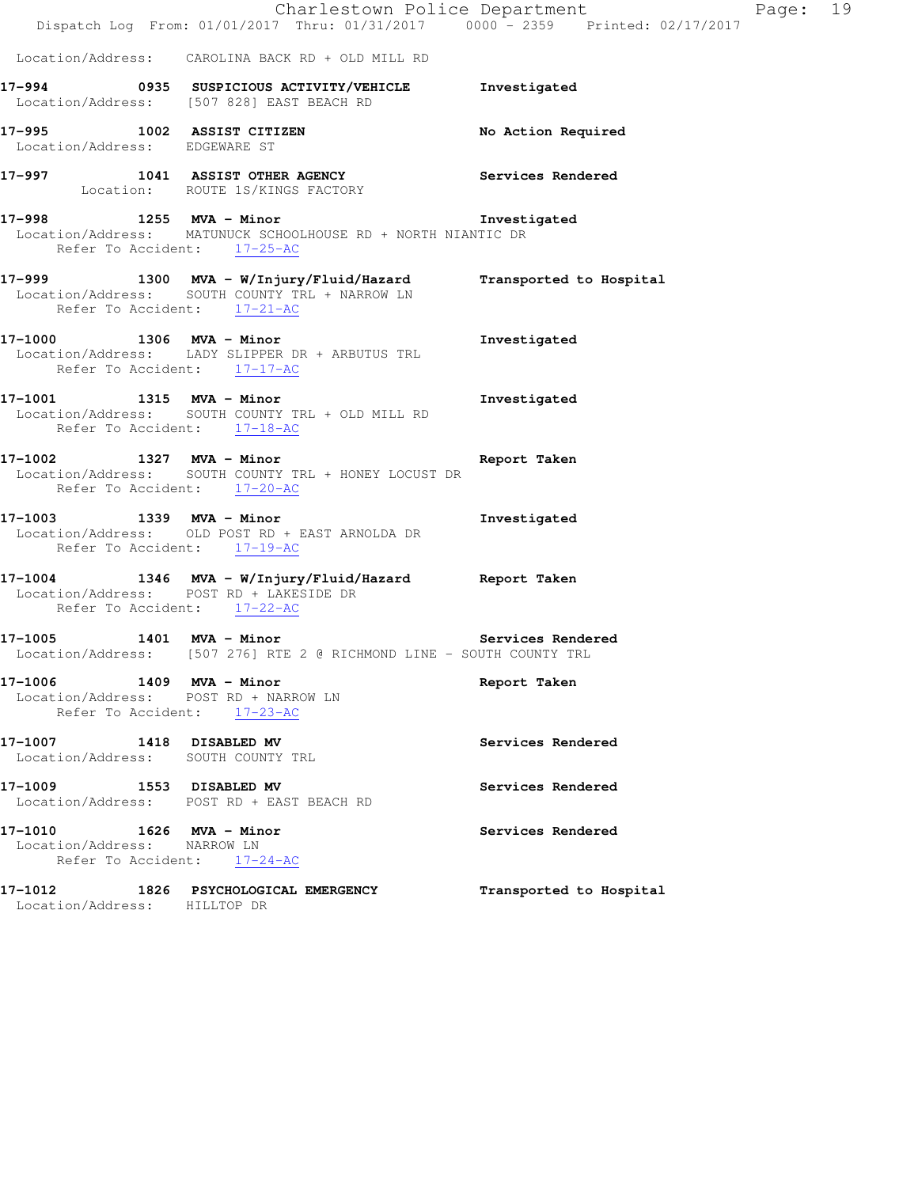Location/Address: CAROLINA BACK RD + OLD MILL RD

**17-994 0935 SUSPICIOUS ACTIVITY/VEHICLE** **Investigated**
Location/Address: [507 828] EAST BEACH RD

**17-995 1002 ASSIST CITIZEN** **No Action Required**
Location/Address: EDGEWARE ST

**17-997 1041 ASSIST OTHER AGENCY** **Services Rendered**
Location: ROUTE 1S/KINGS FACTORY

**17-998 1255 MVA - Minor** **Investigated**
Location/Address: MATUNUCK SCHOOLHOUSE RD + NORTH NIANTIC DR
Refer To Accident: 17-25-AC

**17-999 1300 MVA - W/Injury/Fluid/Hazard** **Transported to Hospital**
Location/Address: SOUTH COUNTY TRL + NARROW LN
Refer To Accident: 17-21-AC

**17-1000 1306 MVA - Minor** **Investigated**
Location/Address: LADY SLIPPER DR + ARBUTUS TRL
Refer To Accident: 17-17-AC

**17-1001 1315 MVA - Minor** **Investigated**
Location/Address: SOUTH COUNTY TRL + OLD MILL RD
Refer To Accident: 17-18-AC

**17-1002 1327 MVA - Minor** **Report Taken**
Location/Address: SOUTH COUNTY TRL + HONEY LOCUST DR
Refer To Accident: 17-20-AC

**17-1003 1339 MVA - Minor** **Investigated**
Location/Address: OLD POST RD + EAST ARNOLDA DR
Refer To Accident: 17-19-AC

**17-1004 1346 MVA - W/Injury/Fluid/Hazard** **Report Taken**
Location/Address: POST RD + LAKESIDE DR
Refer To Accident: 17-22-AC

**17-1005 1401 MVA - Minor** **Services Rendered**
Location/Address: [507 276] RTE 2 @ RICHMOND LINE - SOUTH COUNTY TRL

**17-1006 1409 MVA - Minor** **Report Taken**
Location/Address: POST RD + NARROW LN
Refer To Accident: 17-23-AC

**17-1007 1418 DISABLED MV** **Services Rendered**
Location/Address: SOUTH COUNTY TRL

**17-1009 1553 DISABLED MV** **Services Rendered**
Location/Address: POST RD + EAST BEACH RD

**17-1010 1626 MVA - Minor** **Services Rendered**
Location/Address: NARROW LN
Refer To Accident: 17-24-AC

**17-1012 1826 PSYCHOLOGICAL EMERGENCY** **Transported to Hospital**
Location/Address: HILLTOP DR